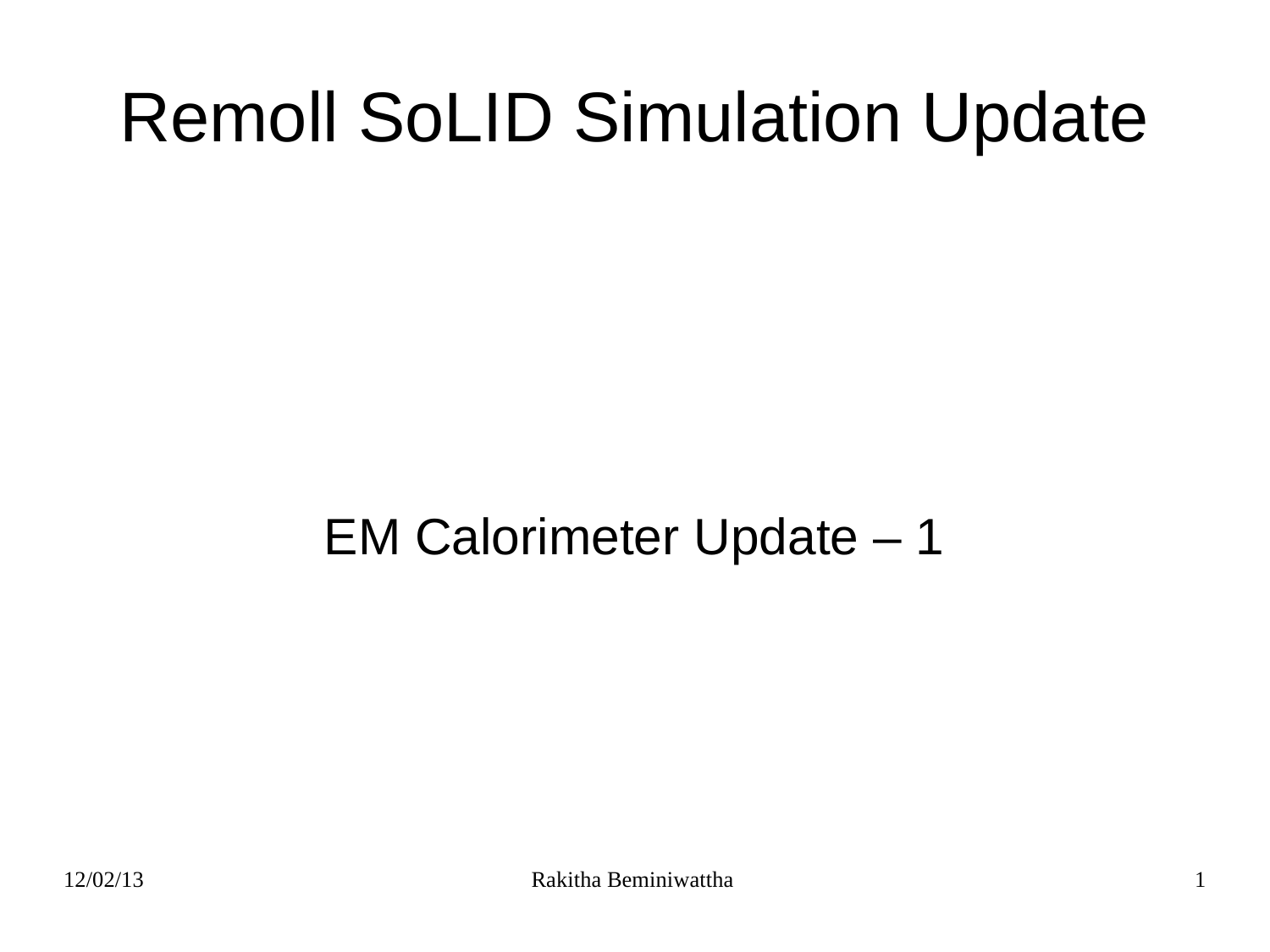# Remoll SoLID Simulation Update

EM Calorimeter Update – 1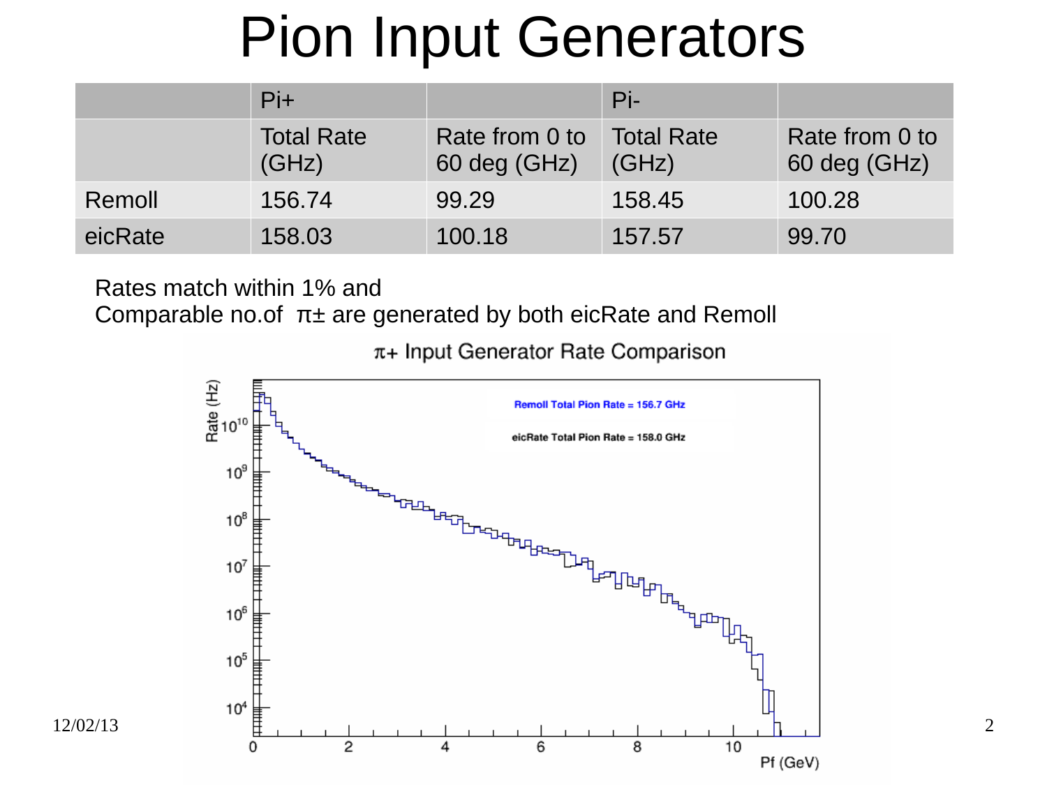# Pion Input Generators

| | Pi+ | | Pi- | |
|---|---|---|---|---|
| | Total Rate (GHz) | Rate from 0 to 60 deg (GHz) | Total Rate (GHz) | Rate from 0 to 60 deg (GHz) |
| Remoll | 156.74 | 99.29 | 158.45 | 100.28 |
| eicRate | 158.03 | 100.18 | 157.57 | 99.70 |

Rates match within 1% and
Comparable no.of $\pi\pm$ are generated by both eicRate and Remoll

$\pi+$ Input Generator Rate Comparison

Remoll Total Pion Rate = 156.7 GHz

eicRate Total Pion Rate = 158.0 GHz

Rate (Hz)

Pf (GeV)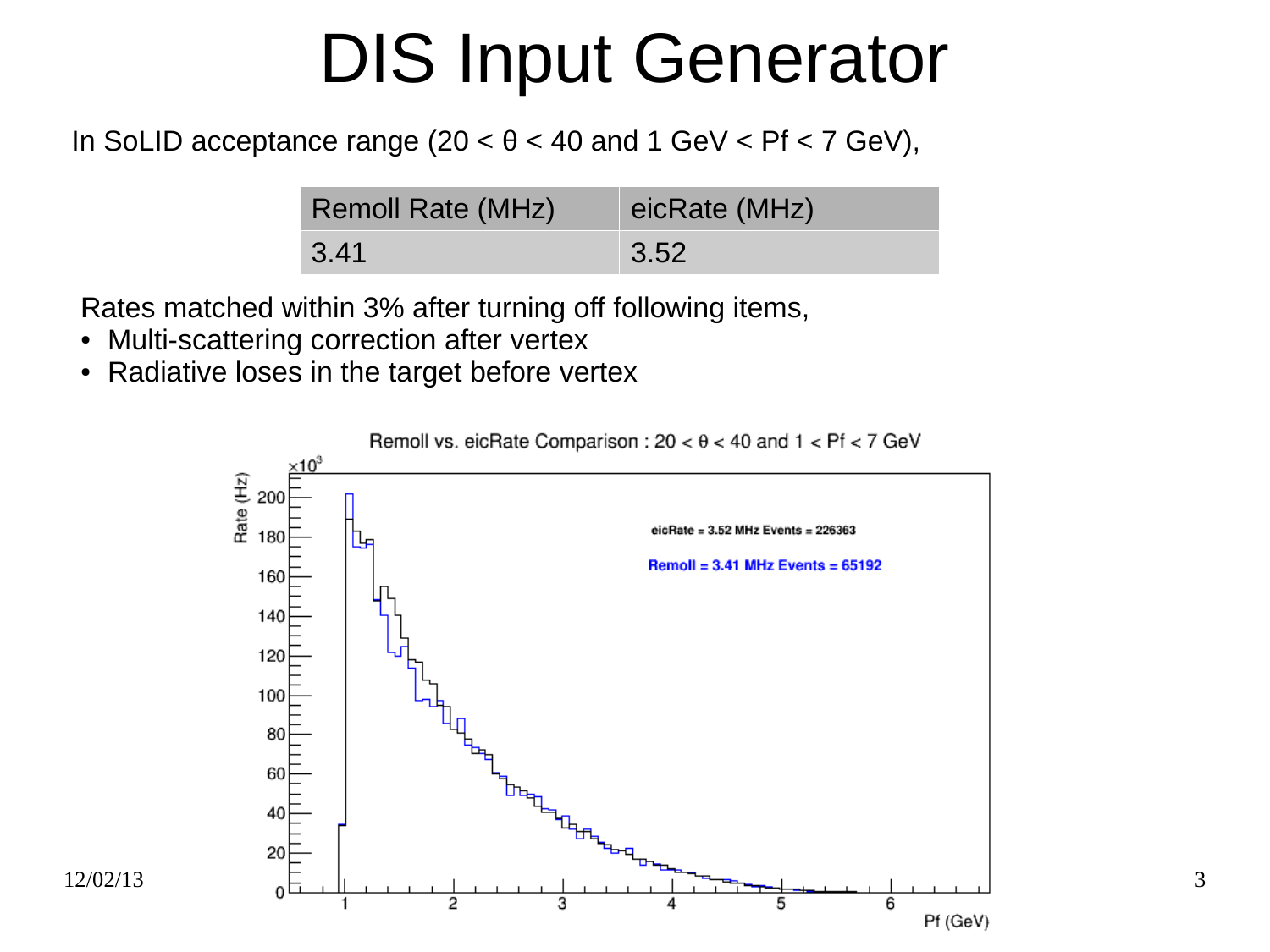# DIS Input Generator

In SoLID acceptance range (20 < θ < 40 and 1 GeV < Pf < 7 GeV),

| Remoll Rate (MHz) | eicRate (MHz) |
| --- | --- |
| 3.41 | 3.52 |

Rates matched within 3% after turning off following items,

- Multi-scattering correction after vertex
- Radiative loses in the target before vertex

Remoll vs. eicRate Comparison : 20 < θ < 40 and 1 < Pf < 7 GeV

eicRate = 3.52 MHz Events = 226363

Remoll = 3.41 MHz Events = 65192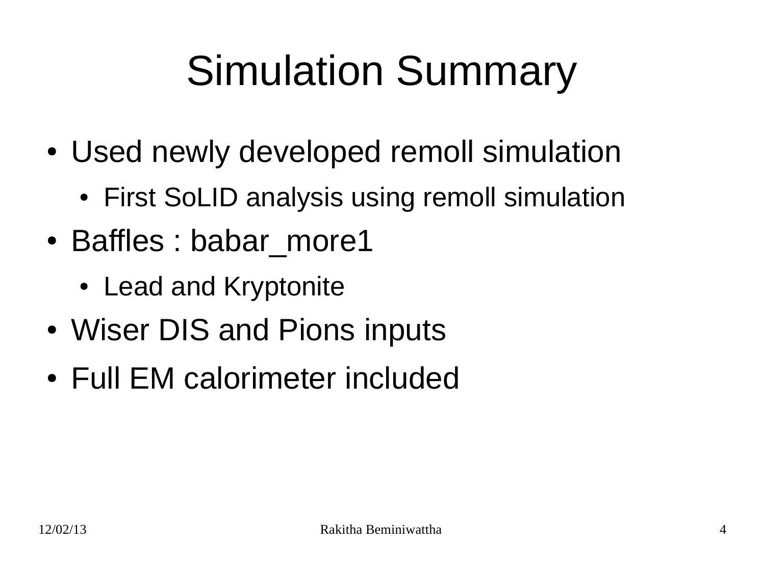# Simulation Summary

- Used newly developed remoll simulation
  - First SoLID analysis using remoll simulation
- Baffles : babar_more1
  - Lead and Kryptonite
- Wiser DIS and Pions inputs
- Full EM calorimeter included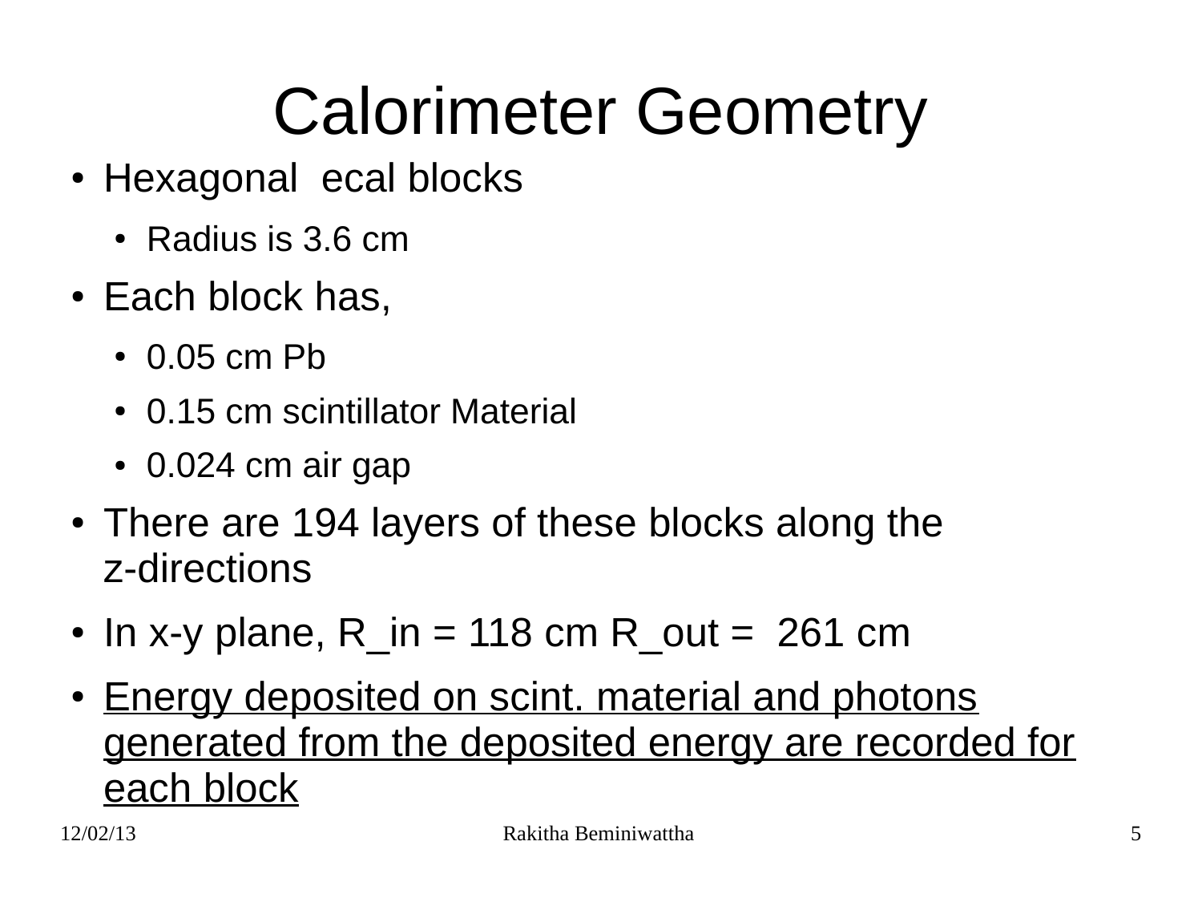# Calorimeter Geometry

- Hexagonal ecal blocks
  - Radius is 3.6 cm
- Each block has,
  - 0.05 cm Pb
  - 0.15 cm scintillator Material
  - 0.024 cm air gap
- There are 194 layers of these blocks along the z-directions
- In x-y plane, $R_{in}$ = 118 cm $R_{out}$ = 261 cm
- <u>Energy deposited on scint. material and photons generated from the deposited energy are recorded for each block</u>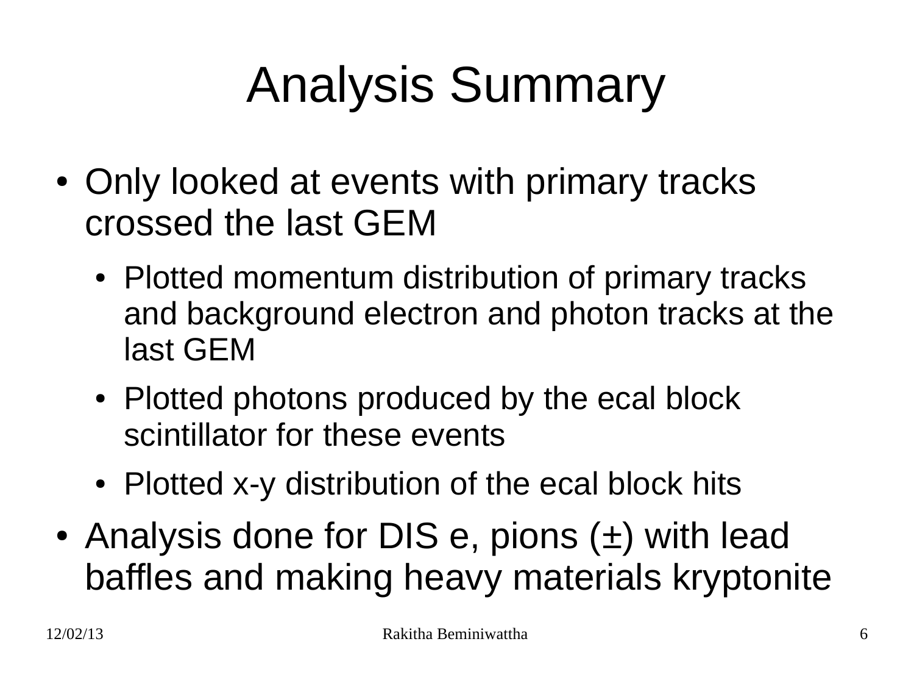# Analysis Summary

- Only looked at events with primary tracks crossed the last GEM
  - Plotted momentum distribution of primary tracks and background electron and photon tracks at the last GEM
  - Plotted photons produced by the ecal block scintillator for these events
  - Plotted x-y distribution of the ecal block hits
- Analysis done for DIS e, pions (±) with lead baffles and making heavy materials kryptonite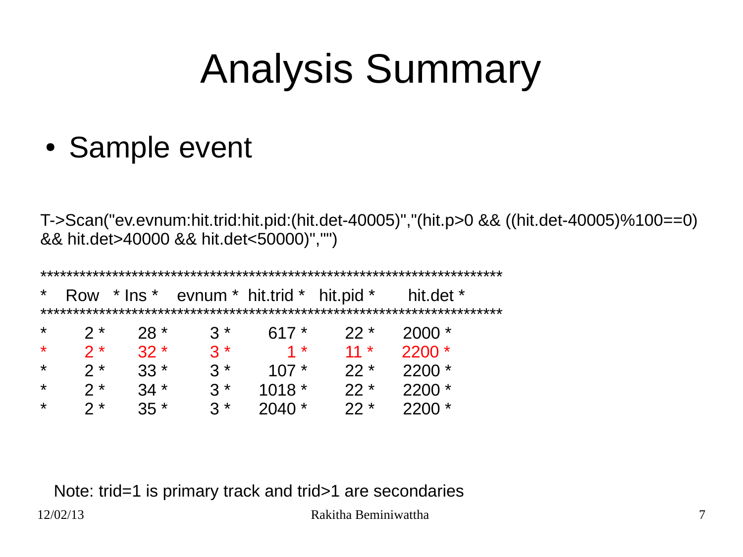# Analysis Summary

- Sample event

```
T->Scan("ev.evnum:hit.trid:hit.pid:(hit.det-40005)","(hit.p>0 && ((hit.det-40005)%100==0) && hit.det>40000 && hit.det<50000)","")
```

```
***********************************************************************
*    Row   * Ins *    evnum * hit.trid *  hit.pid *    hit.det *
***********************************************************************
*        2 *   28 *        3 *      617 *       22 *     2000 *
*        2 *   32 *        3 *        1 *       11 *     2200 *
*        2 *   33 *        3 *      107 *       22 *     2200 *
*        2 *   34 *        3 *     1018 *       22 *     2200 *
*        2 *   35 *        3 *     2040 *       22 *     2200 *
```

Note: trid=1 is primary track and trid>1 are secondaries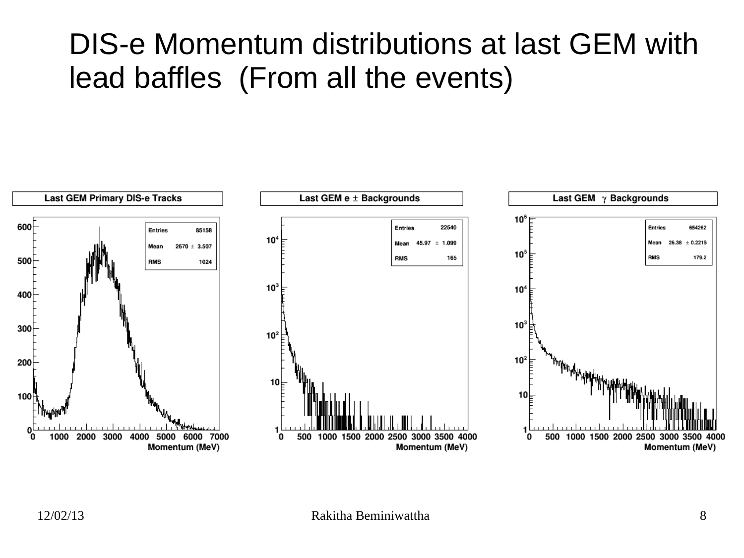# DIS-e Momentum distributions at last GEM with lead baffles (From all the events)

**Last GEM Primary DIS-e Tracks**

| Entries | 85158 |
|---|---|
| Mean | 2670 ± 3.507 |
| RMS | 1024 |

Momentum (MeV)

**Last GEM e ± Backgrounds**

| Entries | 22540 |
|---|---|
| Mean | 45.97 ± 1.099 |
| RMS | 165 |

Momentum (MeV)

**Last GEM γ Backgrounds**

| Entries | 654262 |
|---|---|
| Mean | 26.38 ± 0.2215 |
| RMS | 179.2 |

Momentum (MeV)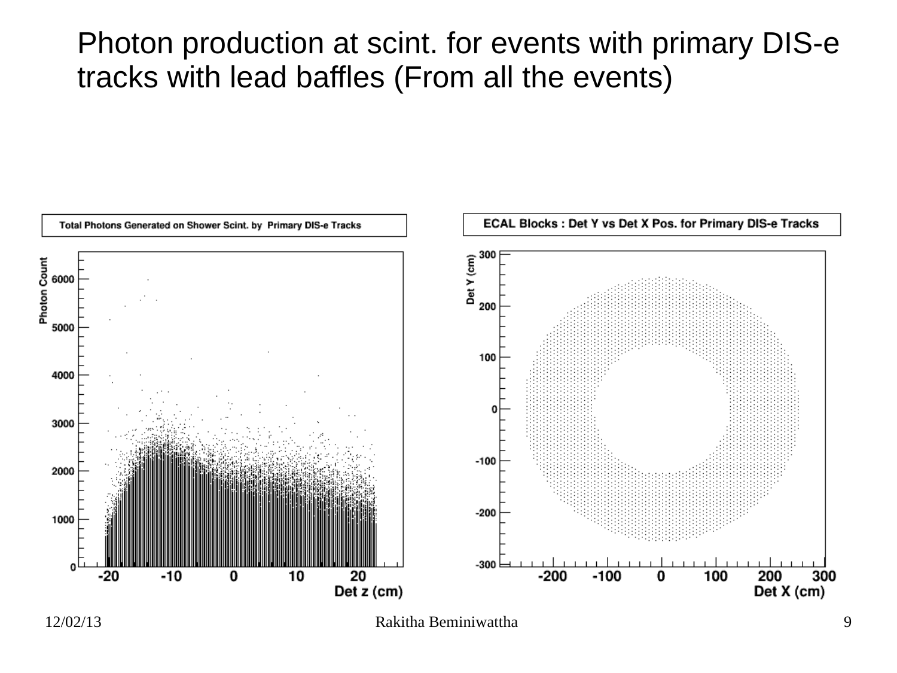# Photon production at scint. for events with primary DIS-e tracks with lead baffles (From all the events)

**Total Photons Generated on Shower Scint. by Primary DIS-e Tracks**

Photon Count vs Det z (cm)

**ECAL Blocks : Det Y vs Det X Pos. for Primary DIS-e Tracks**

Det Y (cm) vs Det X (cm)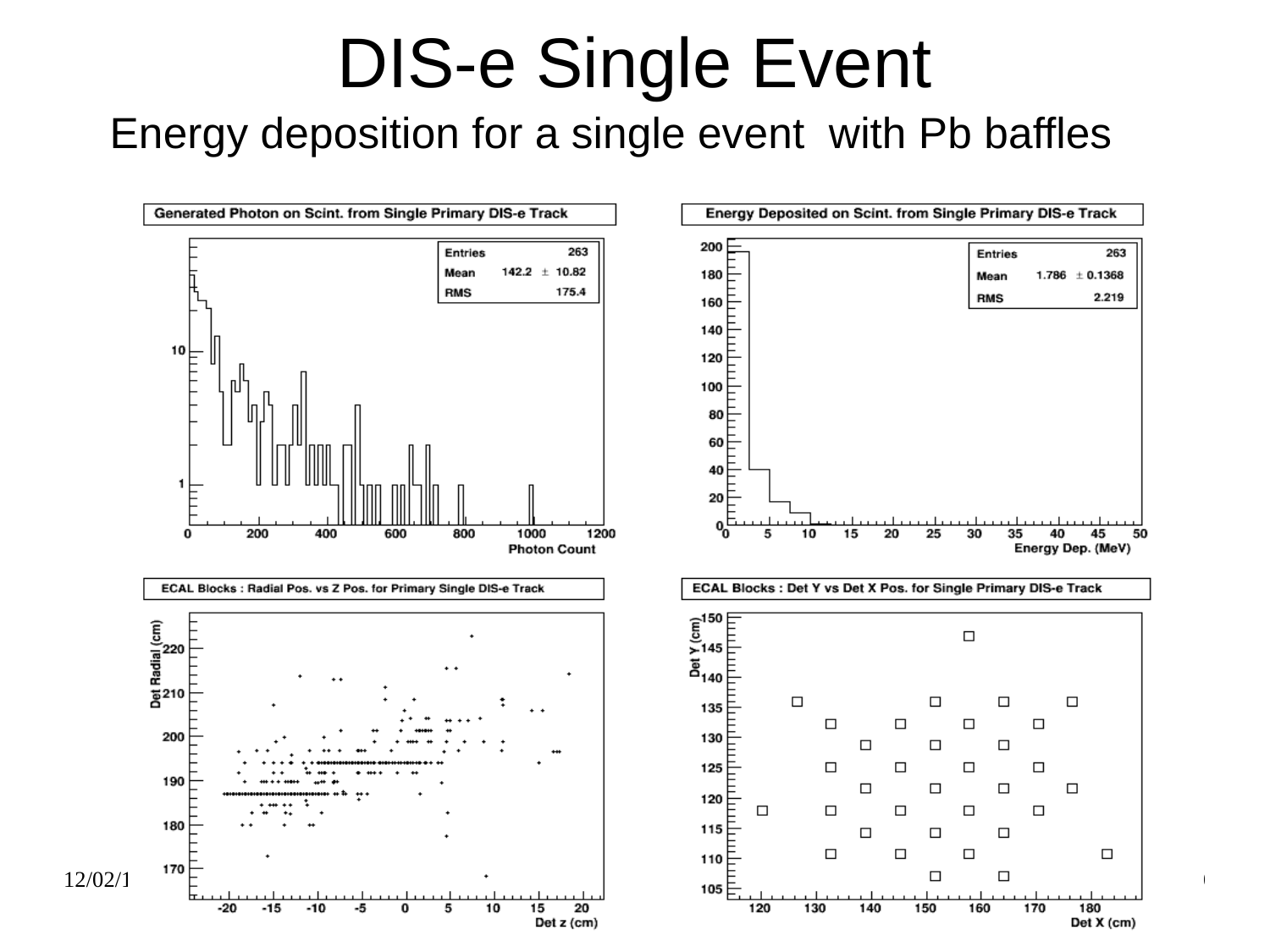# DIS-e Single Event

## Energy deposition for a single event with Pb baffles

**Generated Photon on Scint. from Single Primary DIS-e Track**

| Entries | 263 |
|---|---|
| Mean | 142.2 ± 10.82 |
| RMS | 175.4 |

Photon Count

**Energy Deposited on Scint. from Single Primary DIS-e Track**

| Entries | 263 |
|---|---|
| Mean | 1.786 ± 0.1368 |
| RMS | 2.219 |

Energy Dep. (MeV)

**ECAL Blocks : Radial Pos. vs Z Pos. for Primary Single DIS-e Track**

Det Radial (cm) vs Det z (cm)

**ECAL Blocks : Det Y vs Det X Pos. for Single Primary DIS-e Track**

Det Y (cm) vs Det X (cm)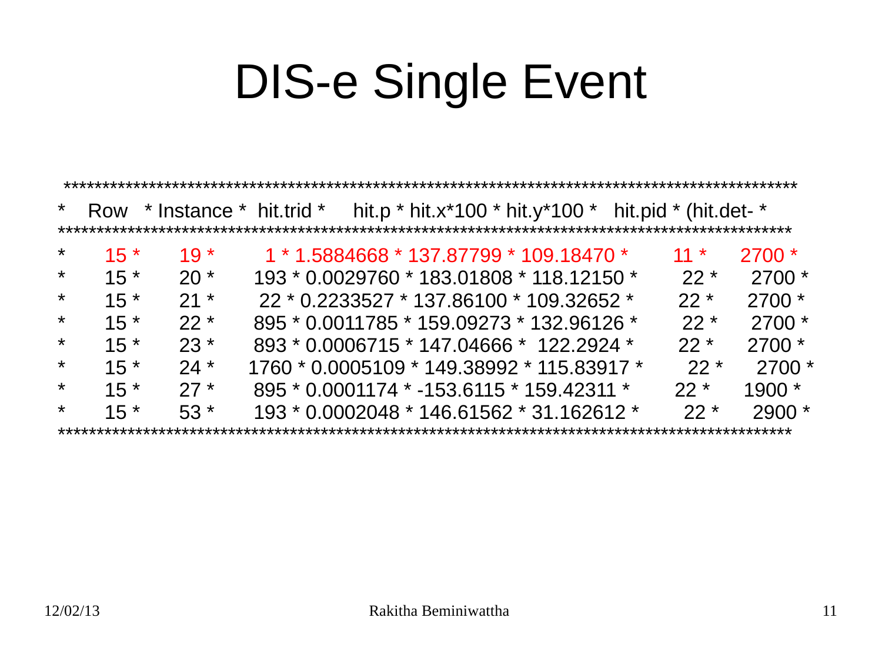# DIS-e Single Event

| Row | Instance | hit.trid | hit.p | hit.x*100 | hit.y*100 | hit.pid | (hit.det- |
|---|---|---|---|---|---|---|---|
| 15 | 19 | 1 | 1.5884668 | 137.87799 | 109.18470 | 11 | 2700 |
| 15 | 20 | 193 | 0.0029760 | 183.01808 | 118.12150 | 22 | 2700 |
| 15 | 21 | 22 | 0.2233527 | 137.86100 | 109.32652 | 22 | 2700 |
| 15 | 22 | 895 | 0.0011785 | 159.09273 | 132.96126 | 22 | 2700 |
| 15 | 23 | 893 | 0.0006715 | 147.04666 | 122.2924 | 22 | 2700 |
| 15 | 24 | 1760 | 0.0005109 | 149.38992 | 115.83917 | 22 | 2700 |
| 15 | 27 | 895 | 0.0001174 | -153.6115 | 159.42311 | 22 | 1900 |
| 15 | 53 | 193 | 0.0002048 | 146.61562 | 31.162612 | 22 | 2900 |

12/02/13 Rakitha Beminiwattha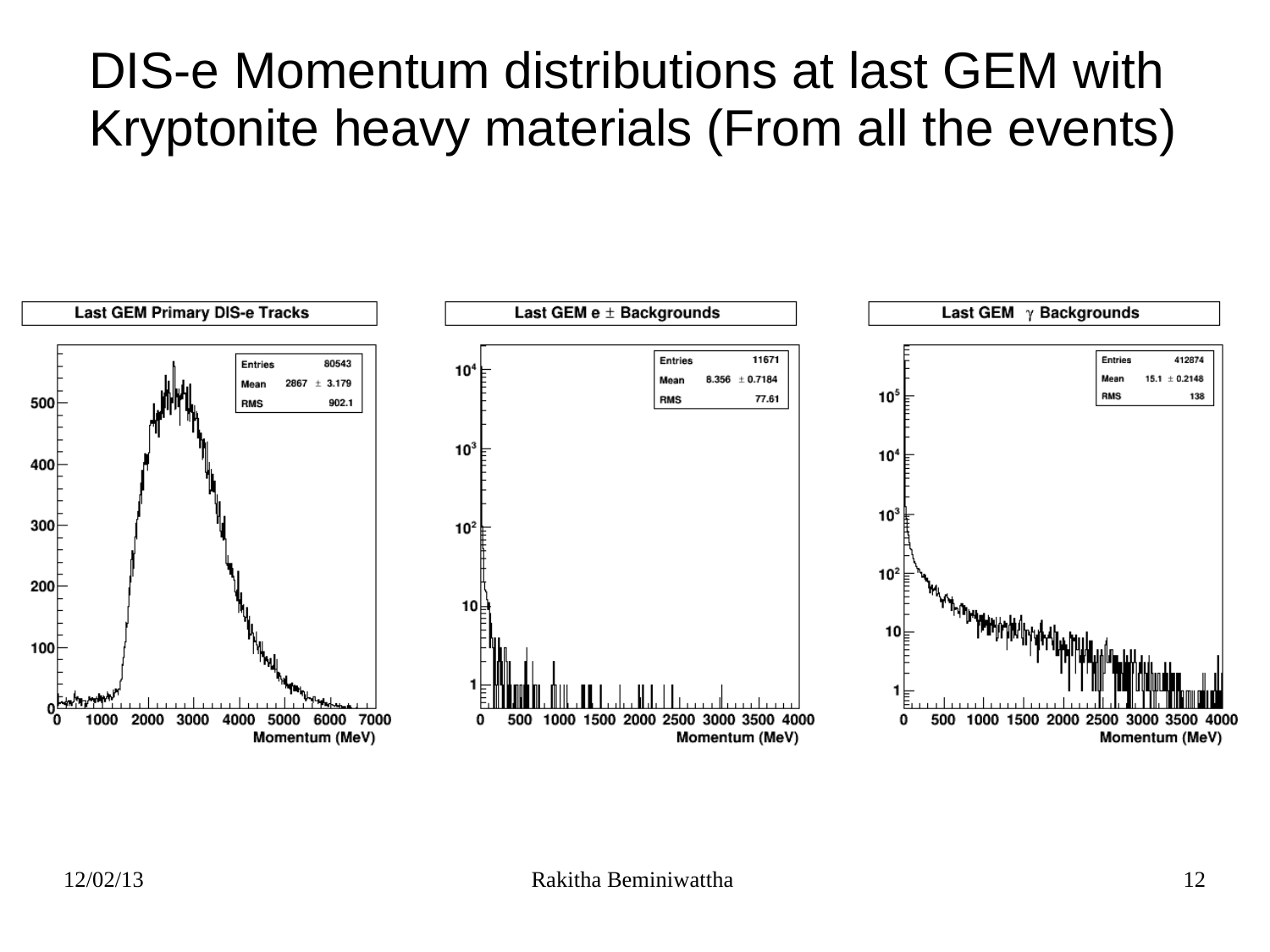# DIS-e Momentum distributions at last GEM with Kryptonite heavy materials (From all the events)

**Last GEM Primary DIS-e Tracks**

| Entries | 80543 |
|---|---|
| Mean | 2867 ± 3.179 |
| RMS | 902.1 |

Momentum (MeV)

**Last GEM e ± Backgrounds**

| Entries | 11671 |
|---|---|
| Mean | 8.356 ± 0.7184 |
| RMS | 77.61 |

Momentum (MeV)

**Last GEM γ Backgrounds**

| Entries | 412874 |
|---|---|
| Mean | 15.1 ± 0.2148 |
| RMS | 138 |

Momentum (MeV)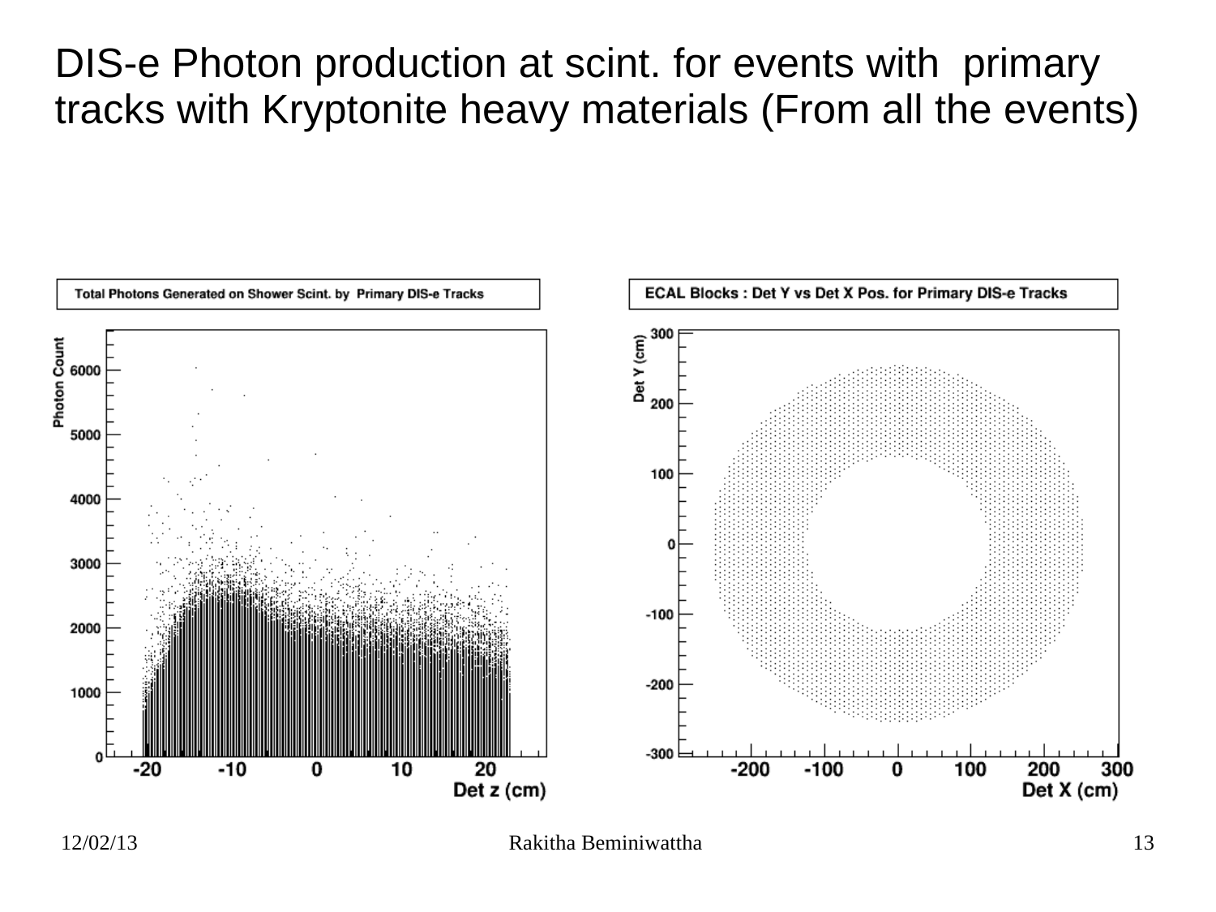# DIS-e Photon production at scint. for events with primary tracks with Kryptonite heavy materials (From all the events)

**Total Photons Generated on Shower Scint. by Primary DIS-e Tracks**

**ECAL Blocks : Det Y vs Det X Pos. for Primary DIS-e Tracks**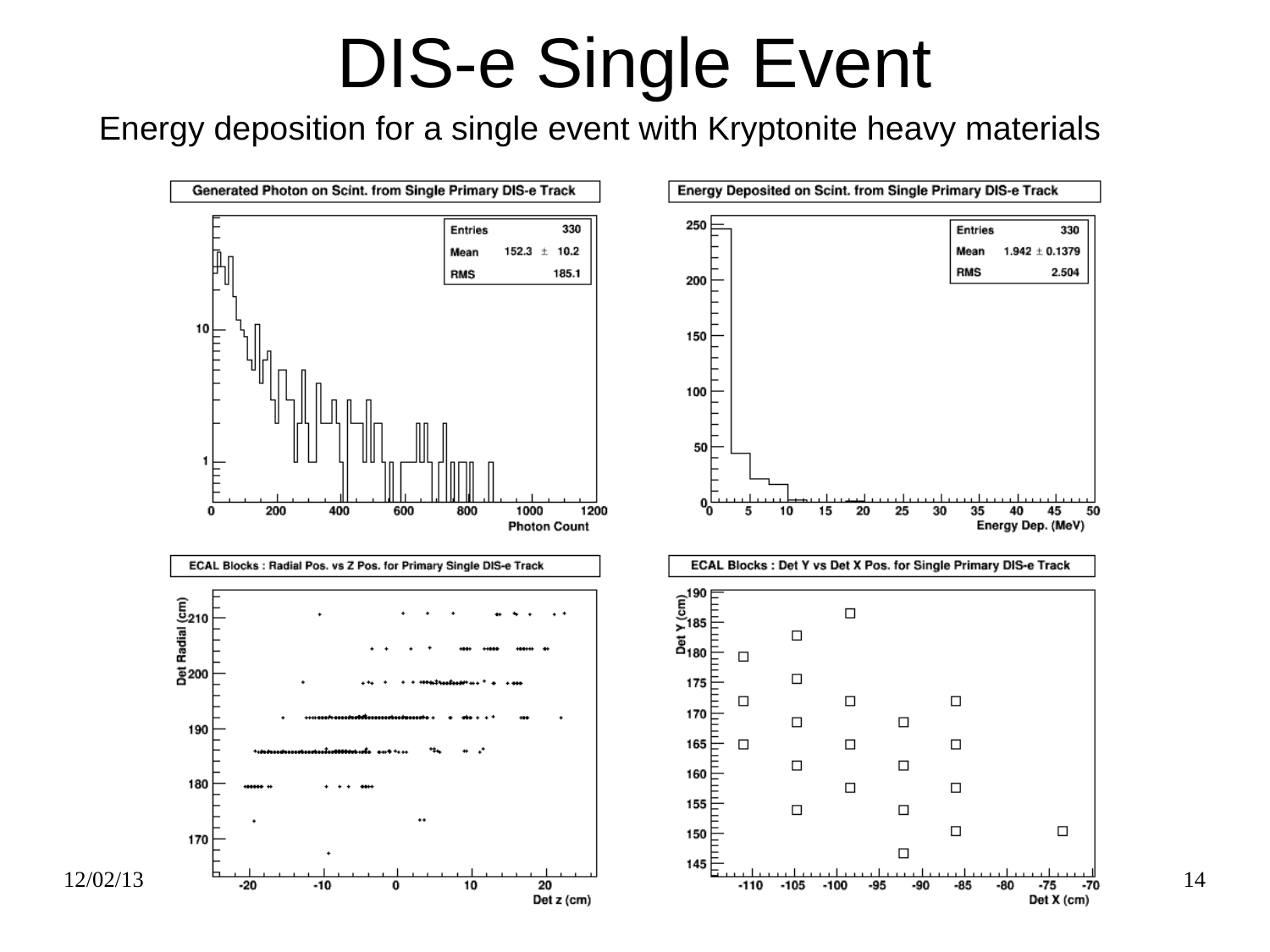# DIS-e Single Event

Energy deposition for a single event with Kryptonite heavy materials

**Generated Photon on Scint. from Single Primary DIS-e Track**

| Entries | 330 |
|---|---|
| Mean | 152.3 ± 10.2 |
| RMS | 185.1 |

Photon Count

**Energy Deposited on Scint. from Single Primary DIS-e Track**

| Entries | 330 |
|---|---|
| Mean | 1.942 ± 0.1379 |
| RMS | 2.504 |

Energy Dep. (MeV)

**ECAL Blocks : Radial Pos. vs Z Pos. for Primary Single DIS-e Track**

Det Radial (cm) vs Det z (cm)

**ECAL Blocks : Det Y vs Det X Pos. for Single Primary DIS-e Track**

Det Y (cm) vs Det X (cm)

12/02/13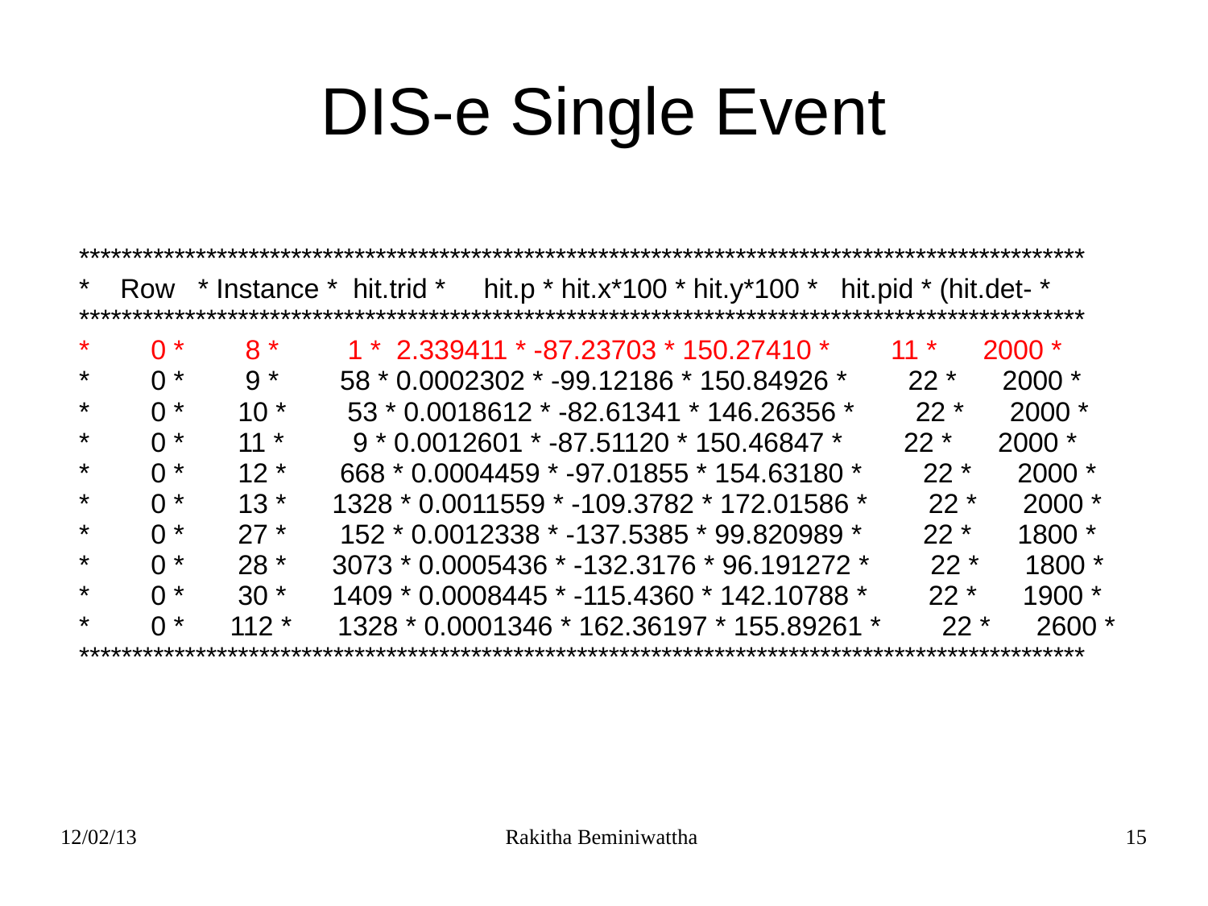# DIS-e Single Event

| Row | Instance | hit.trid | hit.p | hit.x*100 | hit.y*100 | hit.pid | (hit.det- |
|---|---|---|---|---|---|---|---|
| 0 | 8 | 1 | 2.339411 | -87.23703 | 150.27410 | 11 | 2000 |
| 0 | 9 | 58 | 0.0002302 | -99.12186 | 150.84926 | 22 | 2000 |
| 0 | 10 | 53 | 0.0018612 | -82.61341 | 146.26356 | 22 | 2000 |
| 0 | 11 | 9 | 0.0012601 | -87.51120 | 150.46847 | 22 | 2000 |
| 0 | 12 | 668 | 0.0004459 | -97.01855 | 154.63180 | 22 | 2000 |
| 0 | 13 | 1328 | 0.0011559 | -109.3782 | 172.01586 | 22 | 2000 |
| 0 | 27 | 152 | 0.0012338 | -137.5385 | 99.820989 | 22 | 1800 |
| 0 | 28 | 3073 | 0.0005436 | -132.3176 | 96.191272 | 22 | 1800 |
| 0 | 30 | 1409 | 0.0008445 | -115.4360 | 142.10788 | 22 | 1900 |
| 0 | 112 | 1328 | 0.0001346 | 162.36197 | 155.89261 | 22 | 2600 |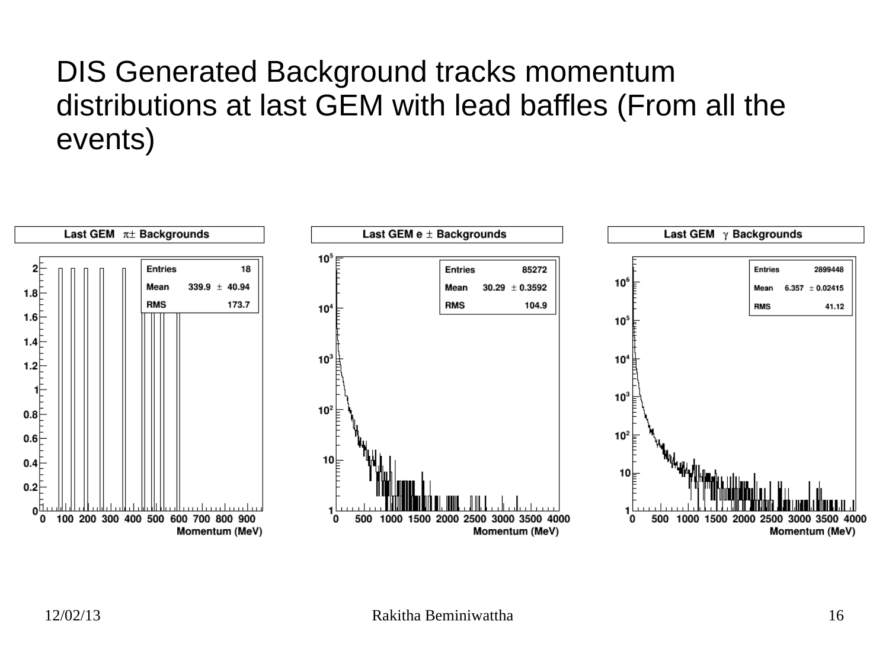# DIS Generated Background tracks momentum distributions at last GEM with lead baffles (From all the events)

**Last GEM $\pi\pm$ Backgrounds**

| Entries | 18 |
|---|---|
| Mean | 339.9 ± 40.94 |
| RMS | 173.7 |

Momentum (MeV)

**Last GEM e ± Backgrounds**

| Entries | 85272 |
|---|---|
| Mean | 30.29 ± 0.3592 |
| RMS | 104.9 |

Momentum (MeV)

**Last GEM $\gamma$ Backgrounds**

| Entries | 2899448 |
|---|---|
| Mean | 6.357 ± 0.02415 |
| RMS | 41.12 |

Momentum (MeV)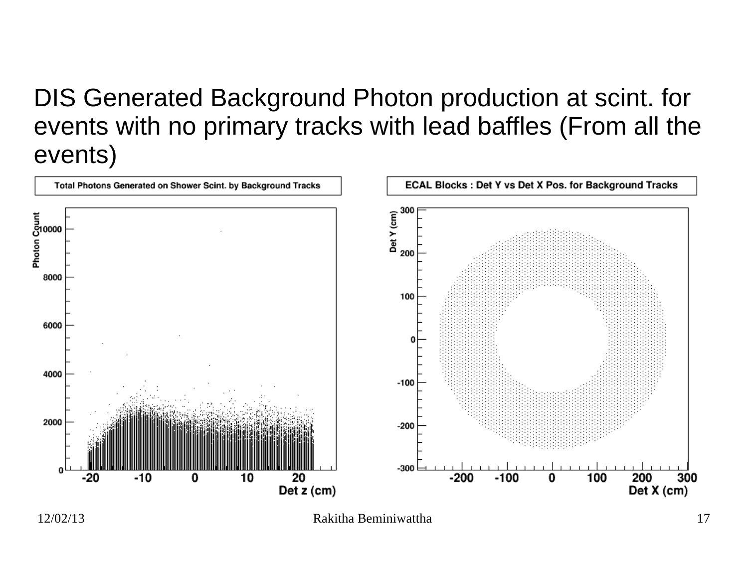DIS Generated Background Photon production at scint. for events with no primary tracks with lead baffles (From all the events)

Total Photons Generated on Shower Scint. by Background Tracks

ECAL Blocks : Det Y vs Det X Pos. for Background Tracks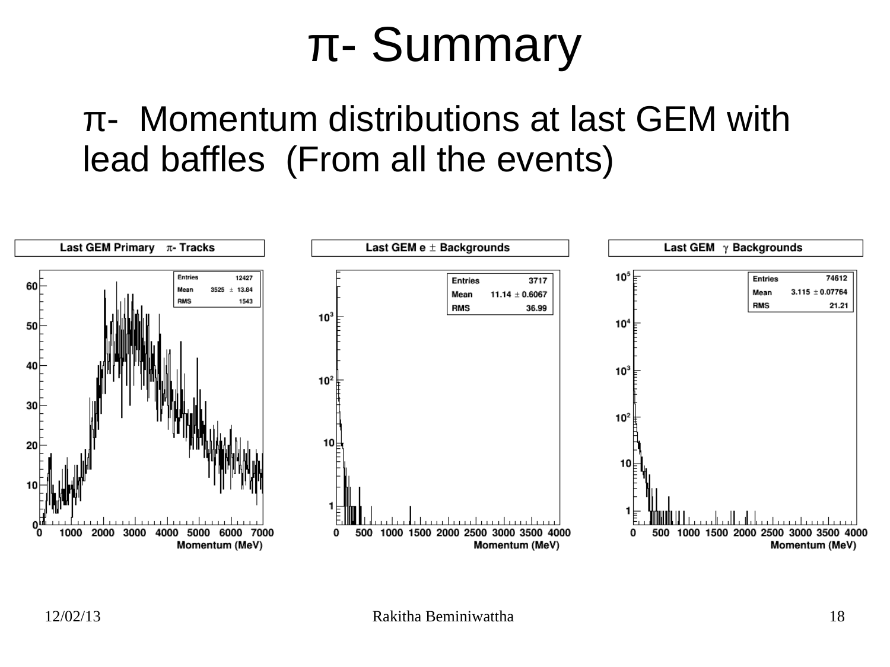# π- Summary

π- Momentum distributions at last GEM with lead baffles (From all the events)

**Last GEM Primary π- Tracks**

| Entries | 12427 |
|---|---|
| Mean | 3525 ± 13.84 |
| RMS | 1543 |

**Last GEM e ± Backgrounds**

| Entries | 3717 |
|---|---|
| Mean | 11.14 ± 0.6067 |
| RMS | 36.99 |

**Last GEM γ Backgrounds**

| Entries | 74612 |
|---|---|
| Mean | 3.115 ± 0.07764 |
| RMS | 21.21 |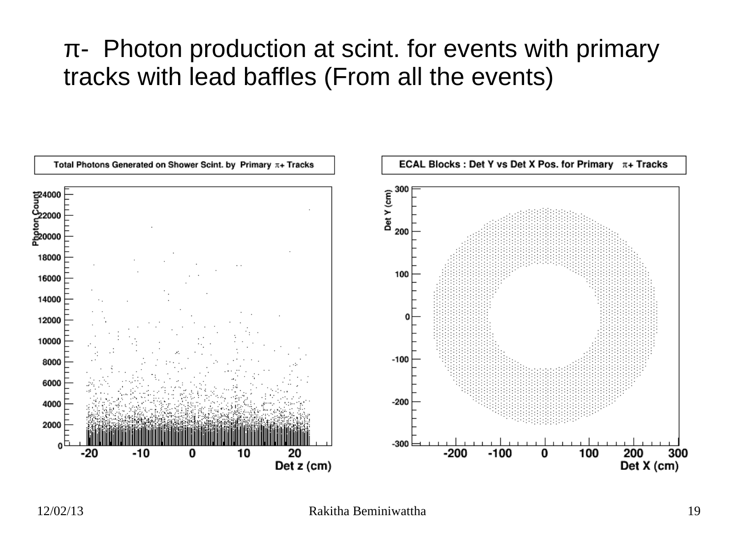# π- Photon production at scint. for events with primary tracks with lead baffles (From all the events)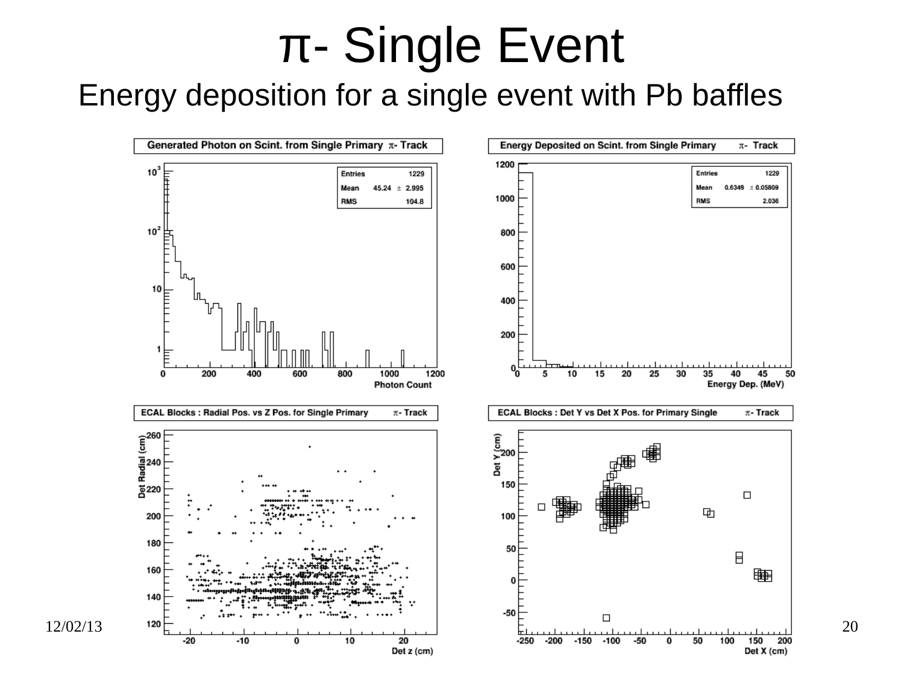# π- Single Event

## Energy deposition for a single event with Pb baffles

**Generated Photon on Scint. from Single Primary π- Track**

| Entries | 1229 |
|---|---|
| Mean | 45.24 ± 2.995 |
| RMS | 104.8 |

Photon Count

**Energy Deposited on Scint. from Single Primary π- Track**

| Entries | 1229 |
|---|---|
| Mean | 0.6349 ± 0.05809 |
| RMS | 2.036 |

Energy Dep. (MeV)

**ECAL Blocks : Radial Pos. vs Z Pos. for Single Primary π- Track**

Det Radial (cm) vs Det z (cm)

**ECAL Blocks : Det Y vs Det X Pos. for Primary Single π- Track**

Det Y (cm) vs Det X (cm)

12/02/13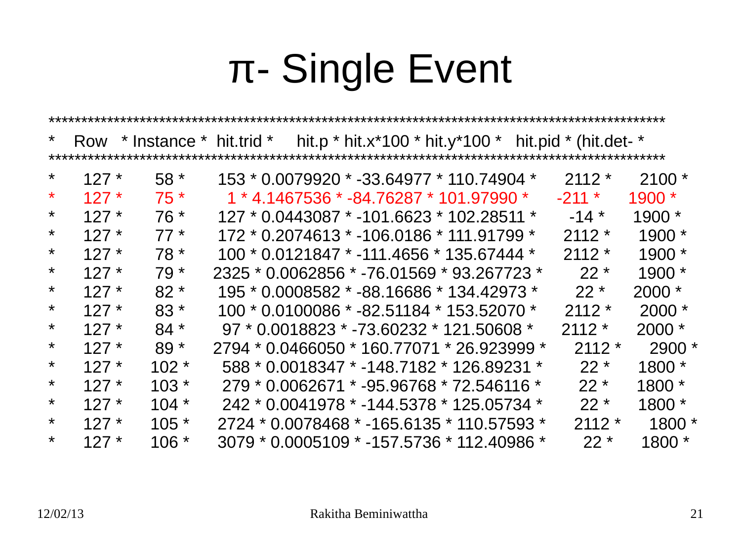# π- Single Event

| Row | Instance | hit.trid | hit.p | hit.x*100 | hit.y*100 | hit.pid | (hit.det- |
|---|---|---|---|---|---|---|---|
| 127 | 58 | 153 | 0.0079920 | -33.64977 | 110.74904 | 2112 | 2100 |
| 127 | 75 | 1 | 4.1467536 | -84.76287 | 101.97990 | -211 | 1900 |
| 127 | 76 | 127 | 0.0443087 | -101.6623 | 102.28511 | -14 | 1900 |
| 127 | 77 | 172 | 0.2074613 | -106.0186 | 111.91799 | 2112 | 1900 |
| 127 | 78 | 100 | 0.0121847 | -111.4656 | 135.67444 | 2112 | 1900 |
| 127 | 79 | 2325 | 0.0062856 | -76.01569 | 93.267723 | 22 | 1900 |
| 127 | 82 | 195 | 0.0008582 | -88.16686 | 134.42973 | 22 | 2000 |
| 127 | 83 | 100 | 0.0100086 | -82.51184 | 153.52070 | 2112 | 2000 |
| 127 | 84 | 97 | 0.0018823 | -73.60232 | 121.50608 | 2112 | 2000 |
| 127 | 89 | 2794 | 0.0466050 | 160.77071 | 26.923999 | 2112 | 2900 |
| 127 | 102 | 588 | 0.0018347 | -148.7182 | 126.89231 | 22 | 1800 |
| 127 | 103 | 279 | 0.0062671 | -95.96768 | 72.546116 | 22 | 1800 |
| 127 | 104 | 242 | 0.0041978 | -144.5378 | 125.05734 | 22 | 1800 |
| 127 | 105 | 2724 | 0.0078468 | -165.6135 | 110.57593 | 2112 | 1800 |
| 127 | 106 | 3079 | 0.0005109 | -157.5736 | 112.40986 | 22 | 1800 |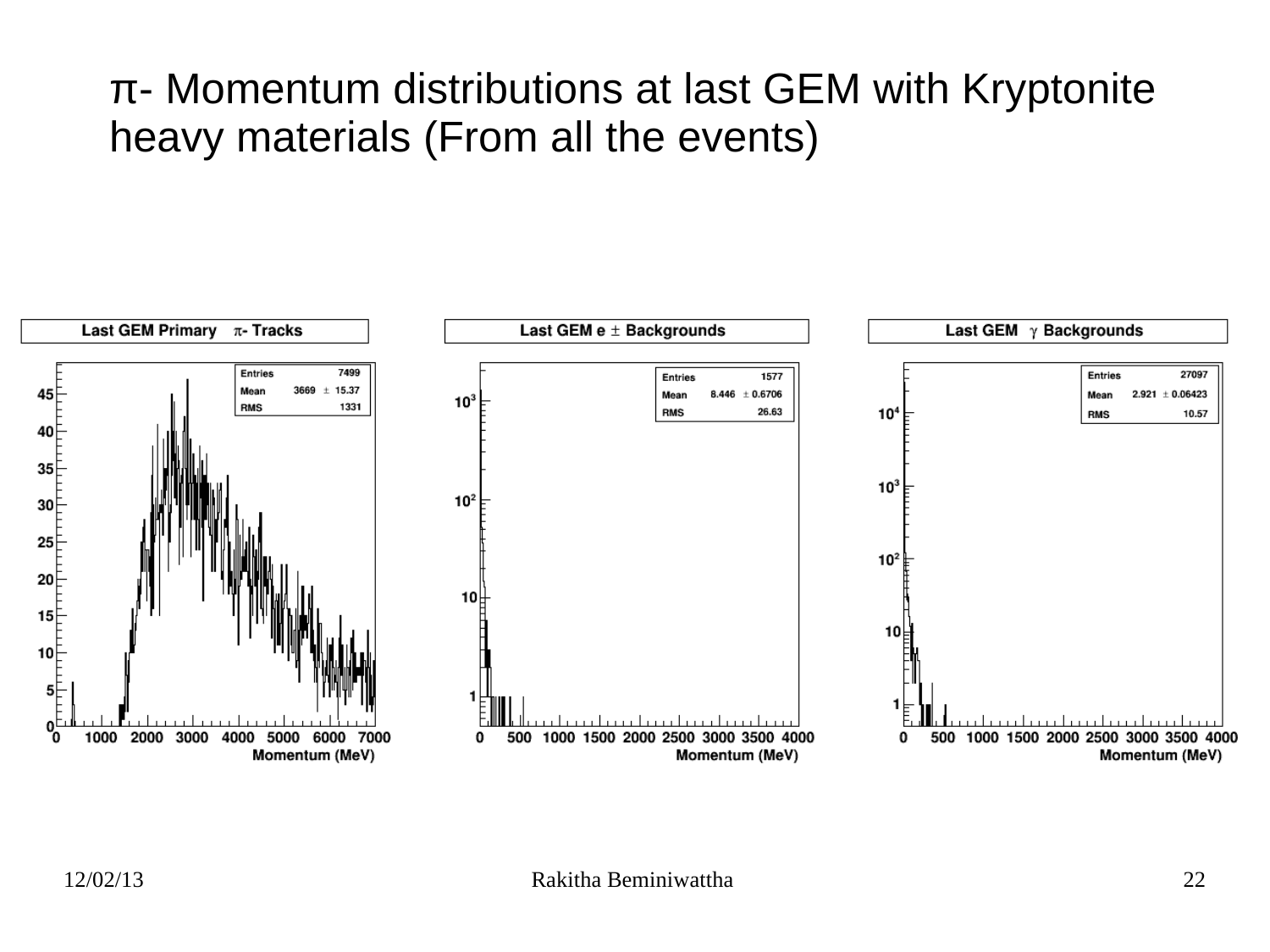# $\pi$- Momentum distributions at last GEM with Kryptonite heavy materials (From all the events)

**Last GEM Primary $\pi$- Tracks**

| Entries | 7499 |
| --- | --- |
| Mean | 3669 ± 15.37 |
| RMS | 1331 |

**Last GEM e ± Backgrounds**

| Entries | 1577 |
| --- | --- |
| Mean | 8.446 ± 0.6706 |
| RMS | 26.63 |

**Last GEM $\gamma$ Backgrounds**

| Entries | 27097 |
| --- | --- |
| Mean | 2.921 ± 0.06423 |
| RMS | 10.57 |

Momentum (MeV)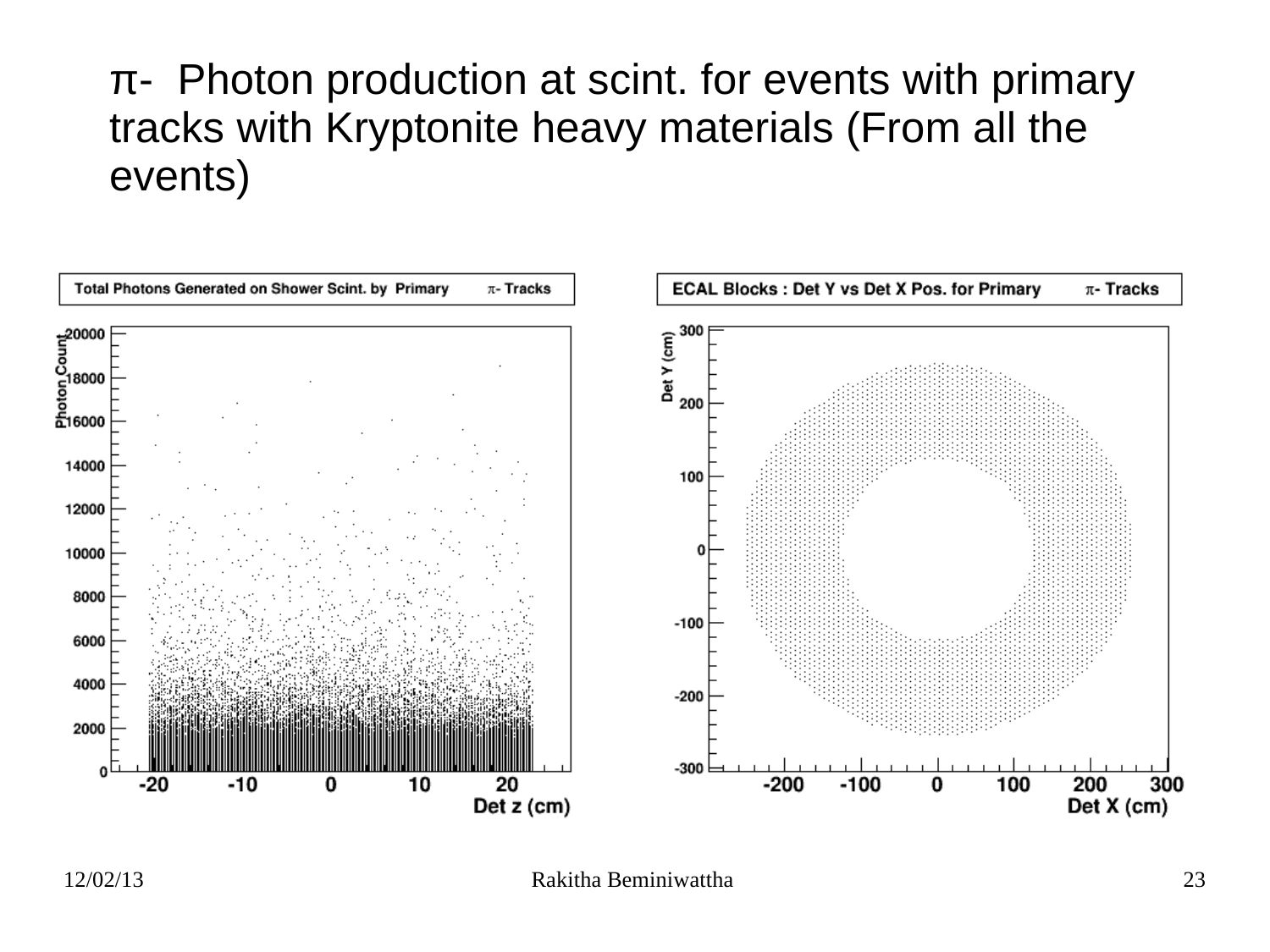# π- Photon production at scint. for events with primary tracks with Kryptonite heavy materials (From all the events)

Total Photons Generated on Shower Scint. by Primary π- Tracks

ECAL Blocks : Det Y vs Det X Pos. for Primary π- Tracks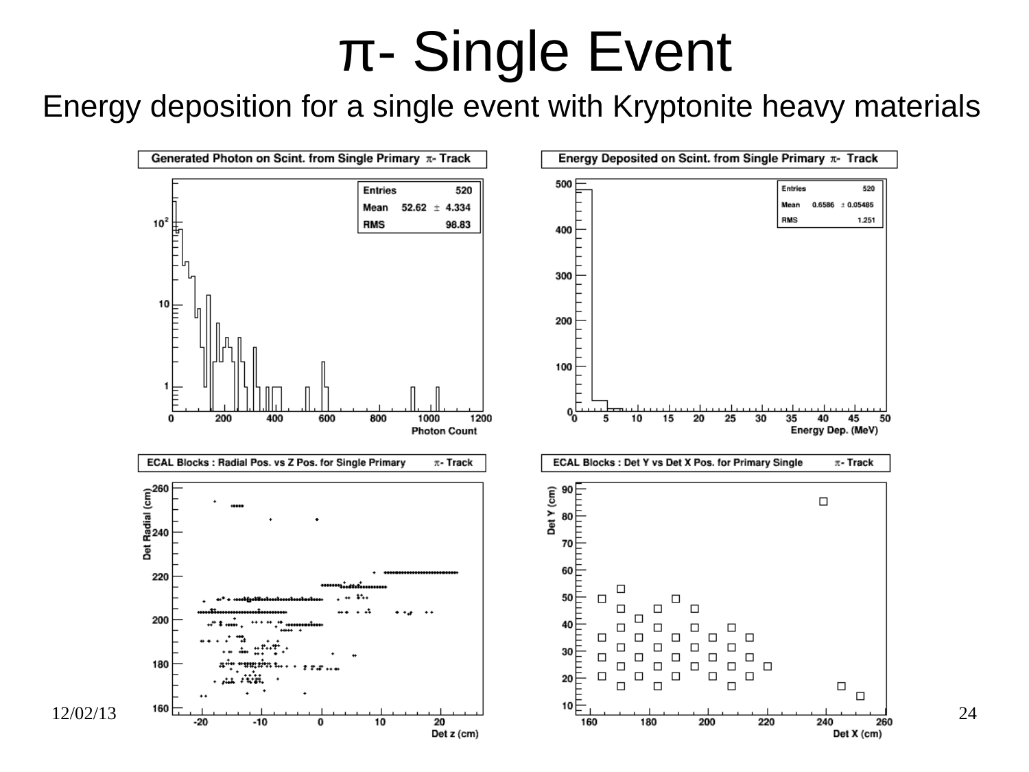# π- Single Event

Energy deposition for a single event with Kryptonite heavy materials

**Generated Photon on Scint. from Single Primary π- Track**

| Entries | 520 |
| --- | --- |
| Mean | 52.62 ± 4.334 |
| RMS | 98.83 |

**Energy Deposited on Scint. from Single Primary π- Track**

| Entries | 520 |
| --- | --- |
| Mean | 0.6586 ± 0.05485 |
| RMS | 1.251 |

**ECAL Blocks : Radial Pos. vs Z Pos. for Single Primary π- Track**

**ECAL Blocks : Det Y vs Det X Pos. for Primary Single π- Track**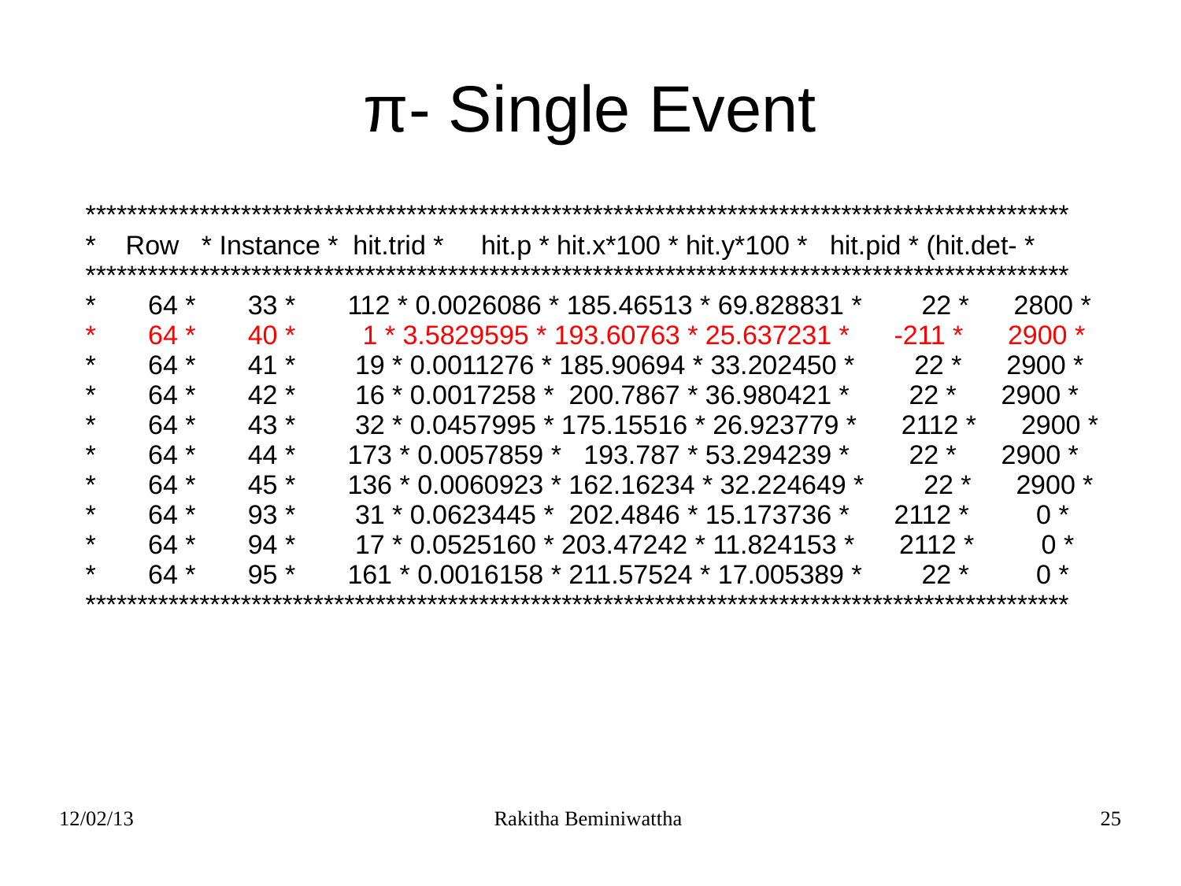# π- Single Event

| Row | Instance | hit.trid | hit.p | hit.x*100 | hit.y*100 | hit.pid | (hit.det- |
|---|---|---|---|---|---|---|---|
| 64 | 33 | 112 | 0.0026086 | 185.46513 | 69.828831 | 22 | 2800 |
| 64 | 40 | 1 | 3.5829595 | 193.60763 | 25.637231 | -211 | 2900 |
| 64 | 41 | 19 | 0.0011276 | 185.90694 | 33.202450 | 22 | 2900 |
| 64 | 42 | 16 | 0.0017258 | 200.7867 | 36.980421 | 22 | 2900 |
| 64 | 43 | 32 | 0.0457995 | 175.15516 | 26.923779 | 2112 | 2900 |
| 64 | 44 | 173 | 0.0057859 | 193.787 | 53.294239 | 22 | 2900 |
| 64 | 45 | 136 | 0.0060923 | 162.16234 | 32.224649 | 22 | 2900 |
| 64 | 93 | 31 | 0.0623445 | 202.4846 | 15.173736 | 2112 | 0 |
| 64 | 94 | 17 | 0.0525160 | 203.47242 | 11.824153 | 2112 | 0 |
| 64 | 95 | 161 | 0.0016158 | 211.57524 | 17.005389 | 22 | 0 |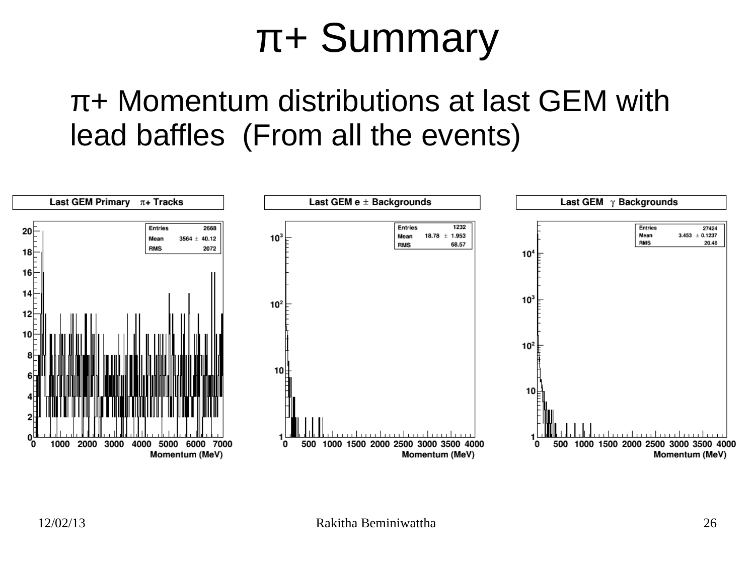# π+ Summary

π+ Momentum distributions at last GEM with lead baffles (From all the events)

**Last GEM Primary π+ Tracks**

| Entries | 2668 |
|---|---|
| Mean | 3564 ± 40.12 |
| RMS | 2072 |

**Last GEM e ± Backgrounds**

| Entries | 1232 |
|---|---|
| Mean | 18.78 ± 1.953 |
| RMS | 68.57 |

**Last GEM γ Backgrounds**

| Entries | 27424 |
|---|---|
| Mean | 3.453 ± 0.1237 |
| RMS | 20.48 |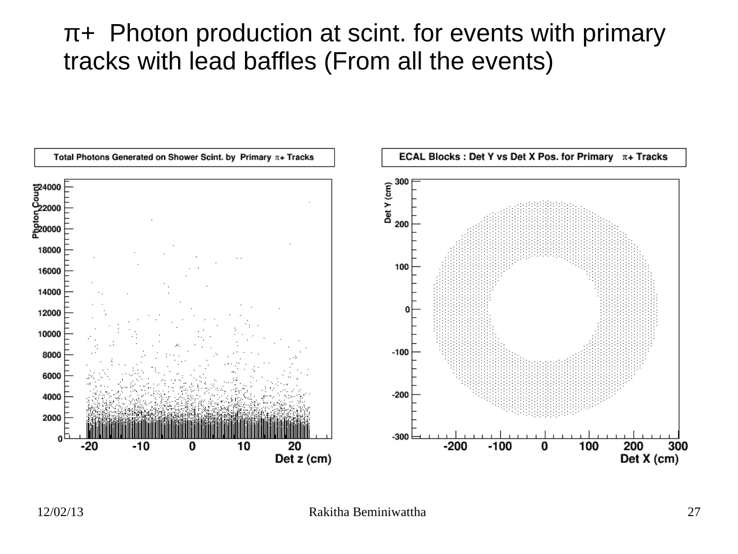# π+ Photon production at scint. for events with primary tracks with lead baffles (From all the events)

Total Photons Generated on Shower Scint. by Primary π+ Tracks

ECAL Blocks : Det Y vs Det X Pos. for Primary π+ Tracks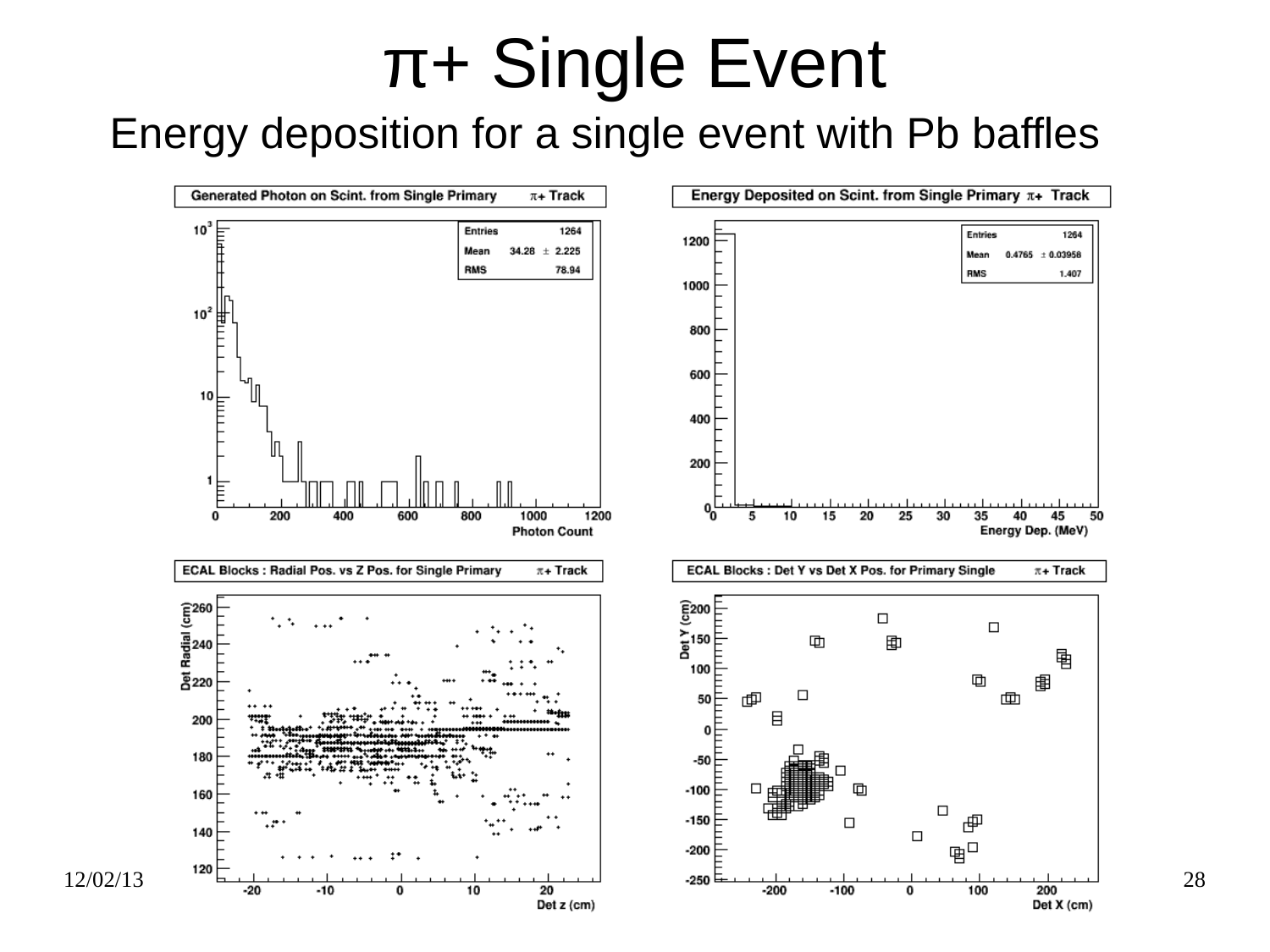# π+ Single Event

## Energy deposition for a single event with Pb baffles

**Generated Photon on Scint. from Single Primary π+ Track**

| Entries | 1264 |
|---|---|
| Mean | 34.28 ± 2.225 |
| RMS | 78.94 |

**Energy Deposited on Scint. from Single Primary π+ Track**

| Entries | 1264 |
|---|---|
| Mean | 0.4765 ± 0.03958 |
| RMS | 1.407 |

**ECAL Blocks : Radial Pos. vs Z Pos. for Single Primary π+ Track**

**ECAL Blocks : Det Y vs Det X Pos. for Primary Single π+ Track**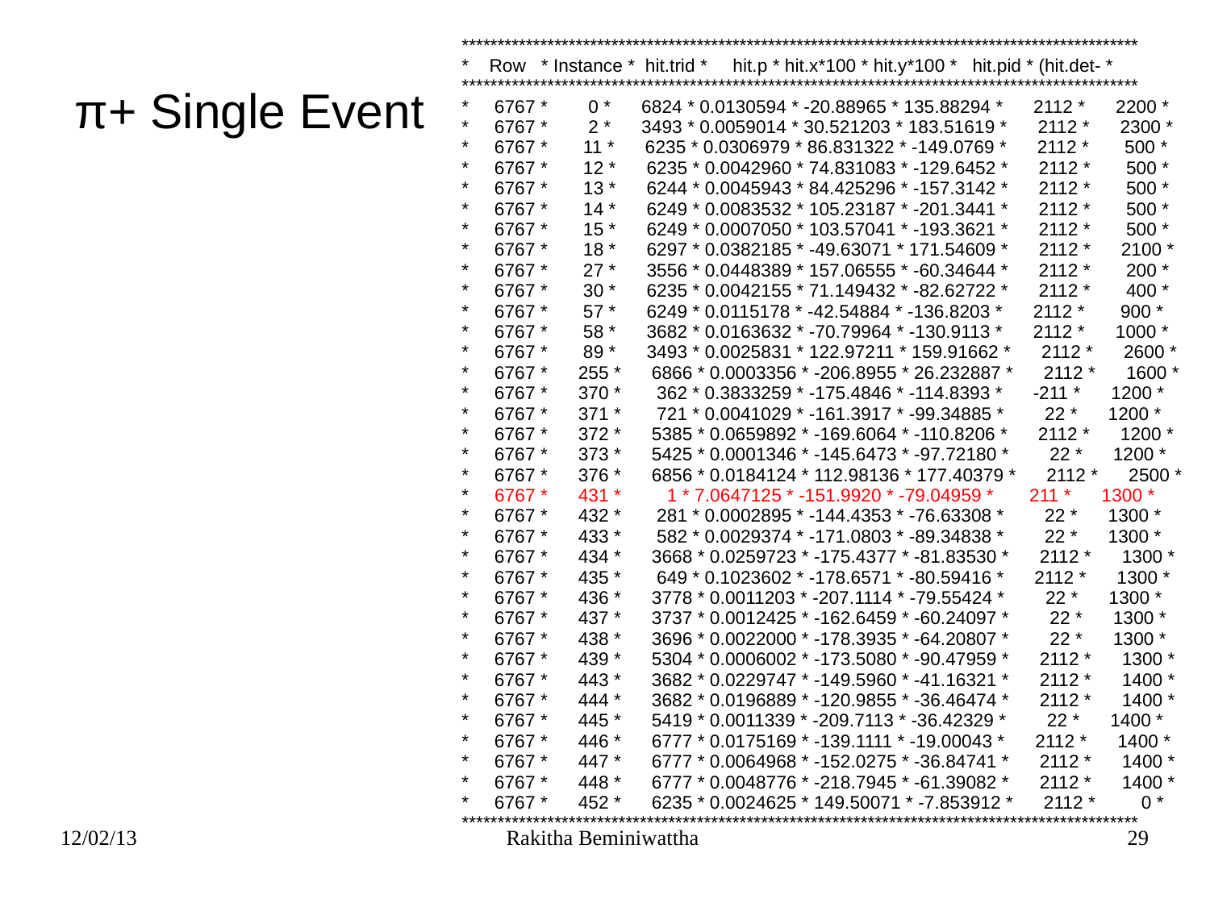# π+ Single Event

| Row | Instance | hit.trid | hit.p | hit.x*100 | hit.y*100 | hit.pid | (hit.det- |
|---|---|---|---|---|---|---|---|
| 6767 | 0 | 6824 | 0.0130594 | -20.88965 | 135.88294 | 2112 | 2200 |
| 6767 | 2 | 3493 | 0.0059014 | 30.521203 | 183.51619 | 2112 | 2300 |
| 6767 | 11 | 6235 | 0.0306979 | 86.831322 | -149.0769 | 2112 | 500 |
| 6767 | 12 | 6235 | 0.0042960 | 74.831083 | -129.6452 | 2112 | 500 |
| 6767 | 13 | 6244 | 0.0045943 | 84.425296 | -157.3142 | 2112 | 500 |
| 6767 | 14 | 6249 | 0.0083532 | 105.23187 | -201.3441 | 2112 | 500 |
| 6767 | 15 | 6249 | 0.0007050 | 103.57041 | -193.3621 | 2112 | 500 |
| 6767 | 18 | 6297 | 0.0382185 | -49.63071 | 171.54609 | 2112 | 2100 |
| 6767 | 27 | 3556 | 0.0448389 | 157.06555 | -60.34644 | 2112 | 200 |
| 6767 | 30 | 6235 | 0.0042155 | 71.149432 | -82.62722 | 2112 | 400 |
| 6767 | 57 | 6249 | 0.0115178 | -42.54884 | -136.8203 | 2112 | 900 |
| 6767 | 58 | 3682 | 0.0163632 | -70.79964 | -130.9113 | 2112 | 1000 |
| 6767 | 89 | 3493 | 0.0025831 | 122.97211 | 159.91662 | 2112 | 2600 |
| 6767 | 255 | 6866 | 0.0003356 | -206.8955 | 26.232887 | 2112 | 1600 |
| 6767 | 370 | 362 | 0.3833259 | -175.4846 | -114.8393 | -211 | 1200 |
| 6767 | 371 | 721 | 0.0041029 | -161.3917 | -99.34885 | 22 | 1200 |
| 6767 | 372 | 5385 | 0.0659892 | -169.6064 | -110.8206 | 2112 | 1200 |
| 6767 | 373 | 5425 | 0.0001346 | -145.6473 | -97.72180 | 22 | 1200 |
| 6767 | 376 | 6856 | 0.0184124 | 112.98136 | 177.40379 | 2112 | 2500 |
| 6767 | 431 | 1 | 7.0647125 | -151.9920 | -79.04959 | 211 | 1300 |
| 6767 | 432 | 281 | 0.0002895 | -144.4353 | -76.63308 | 22 | 1300 |
| 6767 | 433 | 582 | 0.0029374 | -171.0803 | -89.34838 | 22 | 1300 |
| 6767 | 434 | 3668 | 0.0259723 | -175.4377 | -81.83530 | 2112 | 1300 |
| 6767 | 435 | 649 | 0.1023602 | -178.6571 | -80.59416 | 2112 | 1300 |
| 6767 | 436 | 3778 | 0.0011203 | -207.1114 | -79.55424 | 22 | 1300 |
| 6767 | 437 | 3737 | 0.0012425 | -162.6459 | -60.24097 | 22 | 1300 |
| 6767 | 438 | 3696 | 0.0022000 | -178.3935 | -64.20807 | 22 | 1300 |
| 6767 | 439 | 5304 | 0.0006002 | -173.5080 | -90.47959 | 2112 | 1300 |
| 6767 | 443 | 3682 | 0.0229747 | -149.5960 | -41.16321 | 2112 | 1400 |
| 6767 | 444 | 3682 | 0.0196889 | -120.9855 | -36.46474 | 2112 | 1400 |
| 6767 | 445 | 5419 | 0.0011339 | -209.7113 | -36.42329 | 22 | 1400 |
| 6767 | 446 | 6777 | 0.0175169 | -139.1111 | -19.00043 | 2112 | 1400 |
| 6767 | 447 | 6777 | 0.0064968 | -152.0275 | -36.84741 | 2112 | 1400 |
| 6767 | 448 | 6777 | 0.0048776 | -218.7945 | -61.39082 | 2112 | 1400 |
| 6767 | 452 | 6235 | 0.0024625 | 149.50071 | -7.853912 | 2112 | 0 |

12/02/13 Rakitha Beminiwattha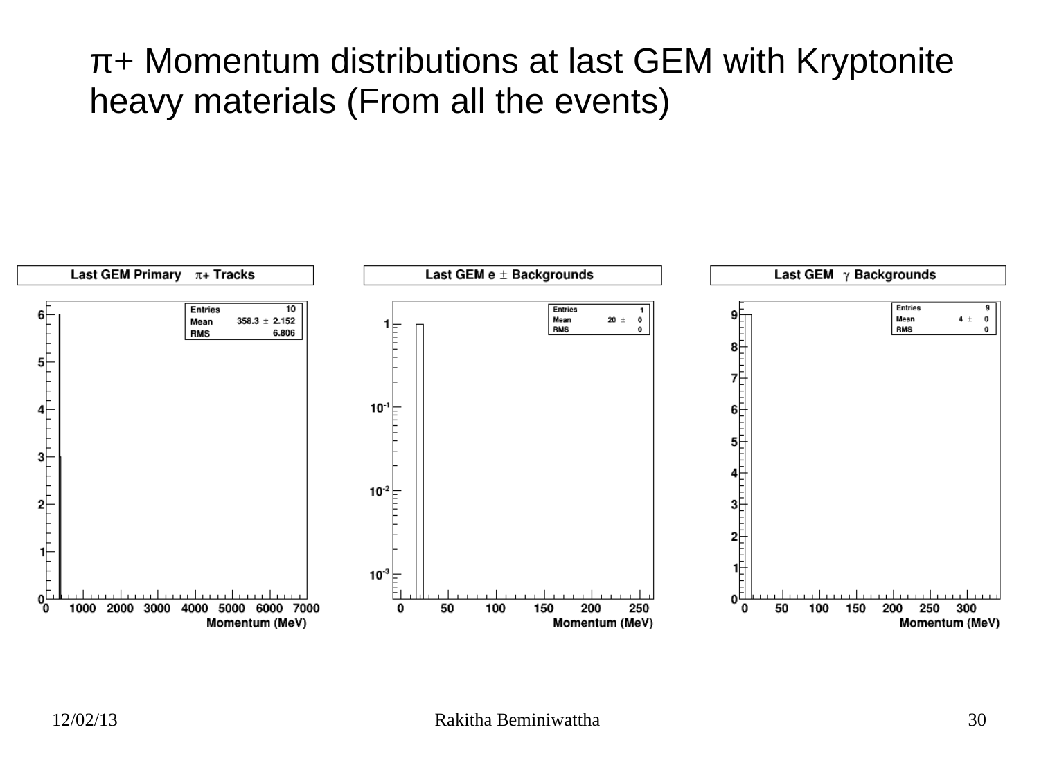# π+ Momentum distributions at last GEM with Kryptonite heavy materials (From all the events)

**Last GEM Primary π+ Tracks**

| | |
|---|---|
| Entries | 10 |
| Mean | 358.3 ± 2.152 |
| RMS | 6.806 |

Momentum (MeV)

**Last GEM e ± Backgrounds**

| | |
|---|---|
| Entries | 1 |
| Mean | 20 ± 0 |
| RMS | 0 |

Momentum (MeV)

**Last GEM γ Backgrounds**

| | |
|---|---|
| Entries | 9 |
| Mean | 4 ± 0 |
| RMS | 0 |

Momentum (MeV)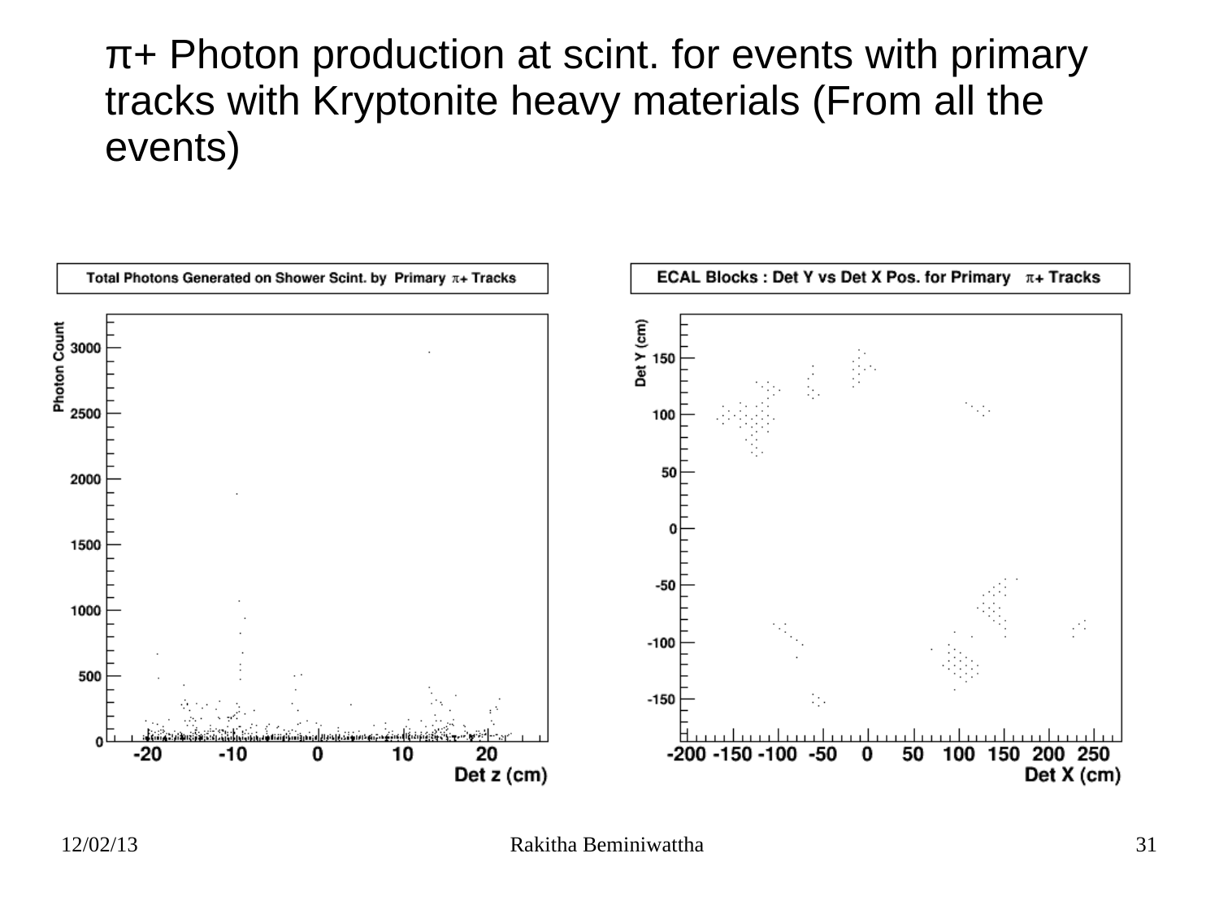# π+ Photon production at scint. for events with primary tracks with Kryptonite heavy materials (From all the events)

**Total Photons Generated on Shower Scint. by Primary π+ Tracks**

**ECAL Blocks : Det Y vs Det X Pos. for Primary π+ Tracks**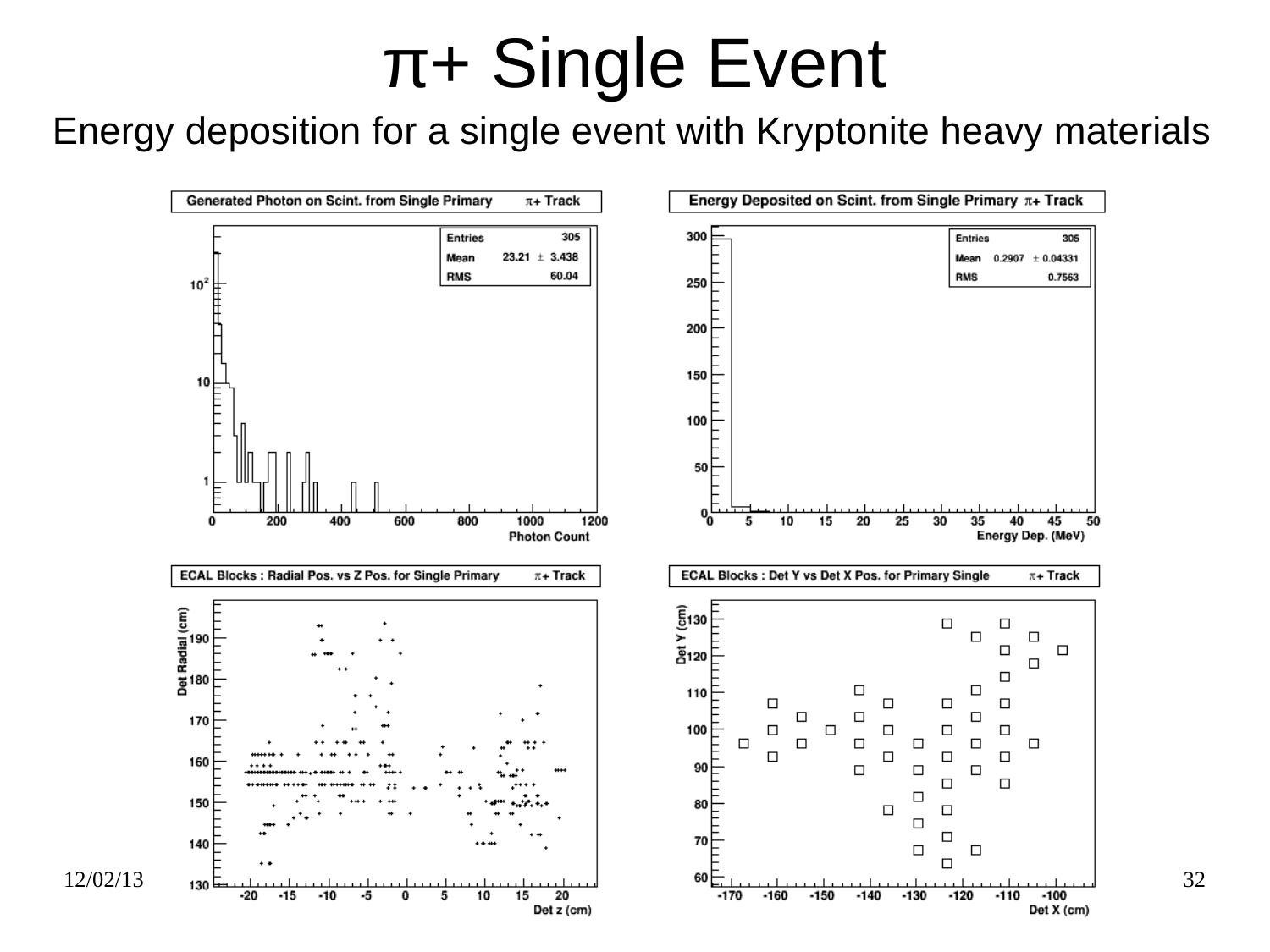# π+ Single Event

Energy deposition for a single event with Kryptonite heavy materials

**Generated Photon on Scint. from Single Primary π+ Track**

| Entries | 305 |
|---|---|
| Mean | 23.21 ± 3.438 |
| RMS | 60.04 |

**Energy Deposited on Scint. from Single Primary π+ Track**

| Entries | 305 |
|---|---|
| Mean | 0.2907 ± 0.04331 |
| RMS | 0.7563 |

**ECAL Blocks : Radial Pos. vs Z Pos. for Single Primary π+ Track**

**ECAL Blocks : Det Y vs Det X Pos. for Primary Single π+ Track**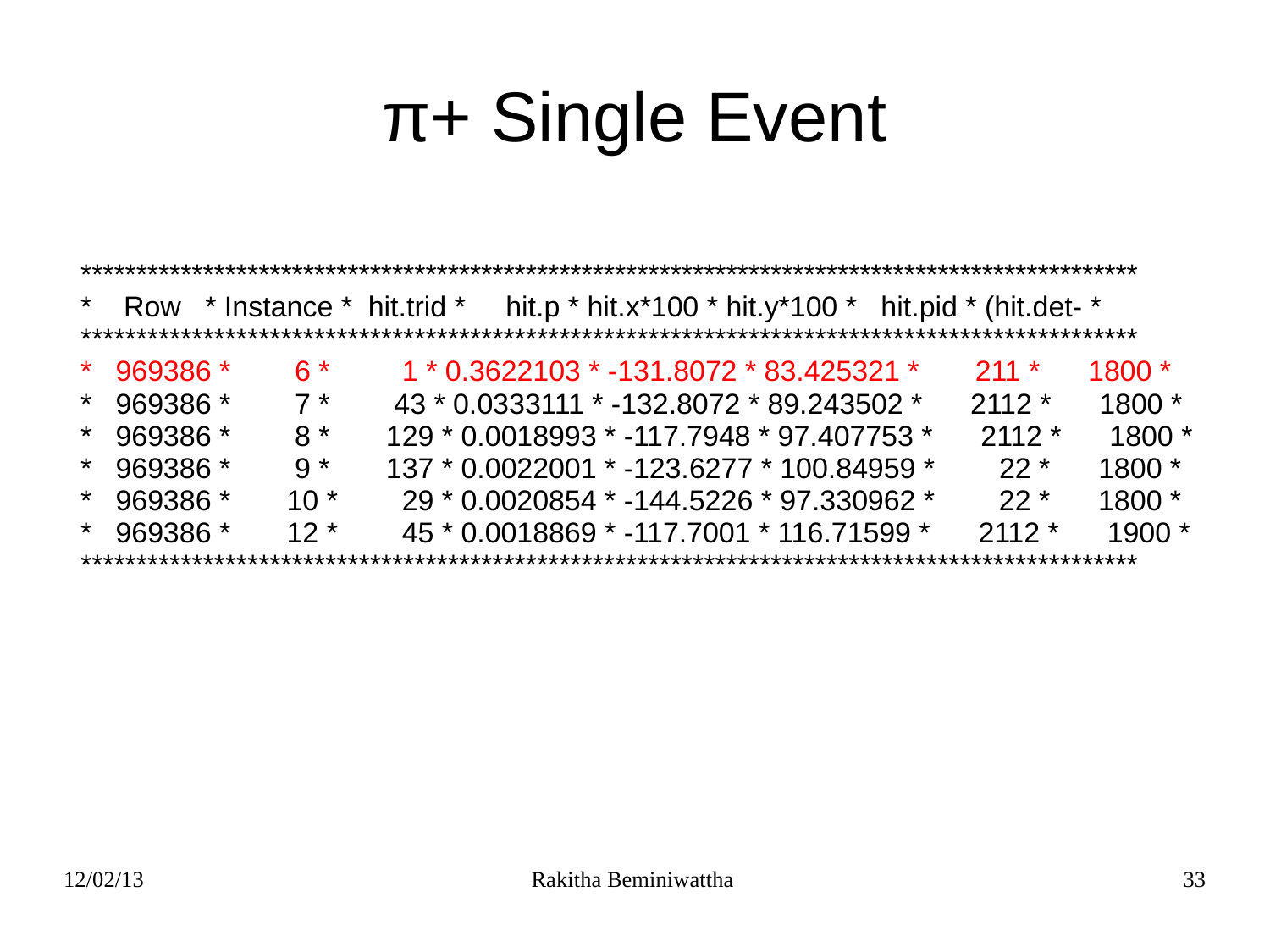# $\pi$+ Single Event

| Row | Instance | hit.trid | hit.p | hit.x*100 | hit.y*100 | hit.pid | (hit.det- |
|---|---|---|---|---|---|---|---|
| 969386 | 6 | 1 | 0.3622103 | -131.8072 | 83.425321 | 211 | 1800 |
| 969386 | 7 | 43 | 0.0333111 | -132.8072 | 89.243502 | 2112 | 1800 |
| 969386 | 8 | 129 | 0.0018993 | -117.7948 | 97.407753 | 2112 | 1800 |
| 969386 | 9 | 137 | 0.0022001 | -123.6277 | 100.84959 | 22 | 1800 |
| 969386 | 10 | 29 | 0.0020854 | -144.5226 | 97.330962 | 22 | 1800 |
| 969386 | 12 | 45 | 0.0018869 | -117.7001 | 116.71599 | 2112 | 1900 |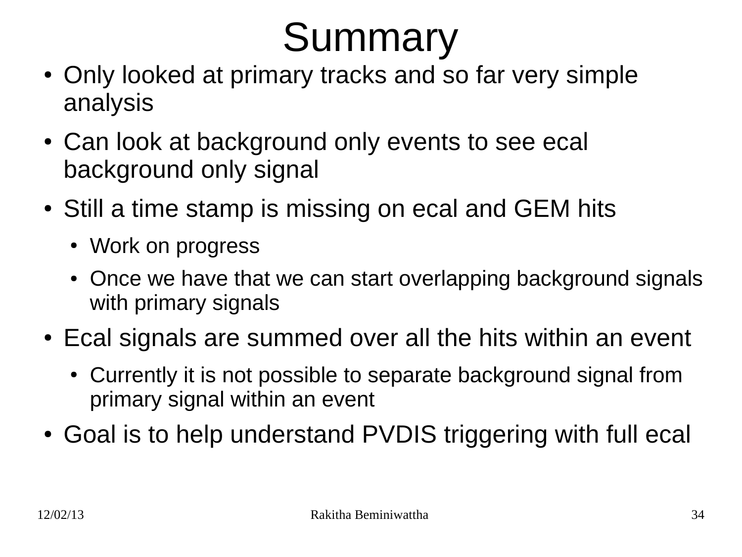# Summary

- Only looked at primary tracks and so far very simple analysis
- Can look at background only events to see ecal background only signal
- Still a time stamp is missing on ecal and GEM hits
  - Work on progress
  - Once we have that we can start overlapping background signals with primary signals
- Ecal signals are summed over all the hits within an event
  - Currently it is not possible to separate background signal from primary signal within an event
- Goal is to help understand PVDIS triggering with full ecal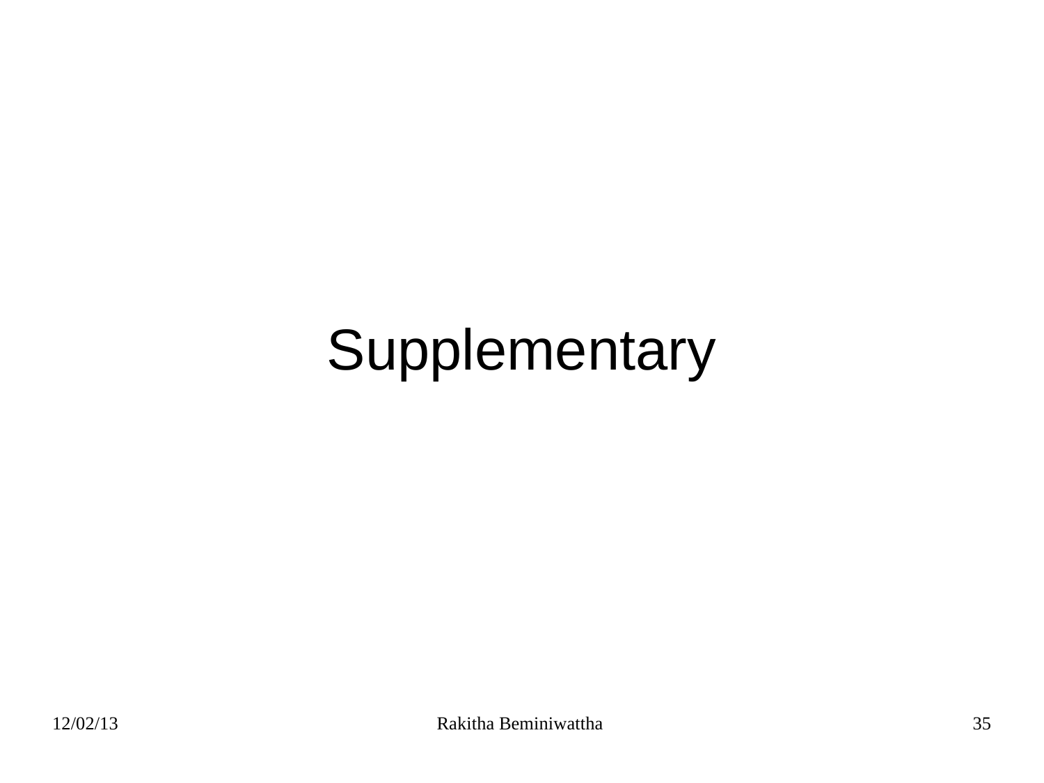# Supplementary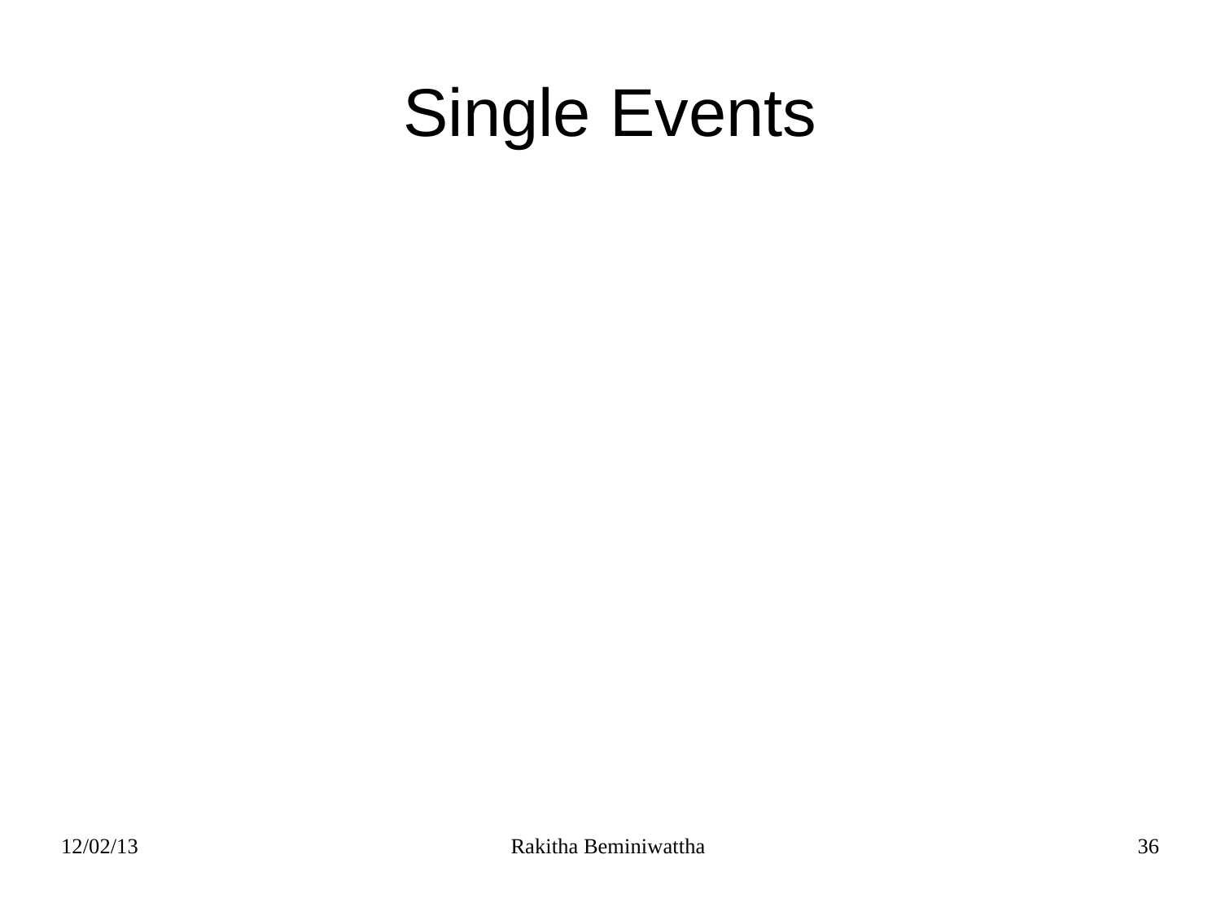# Single Events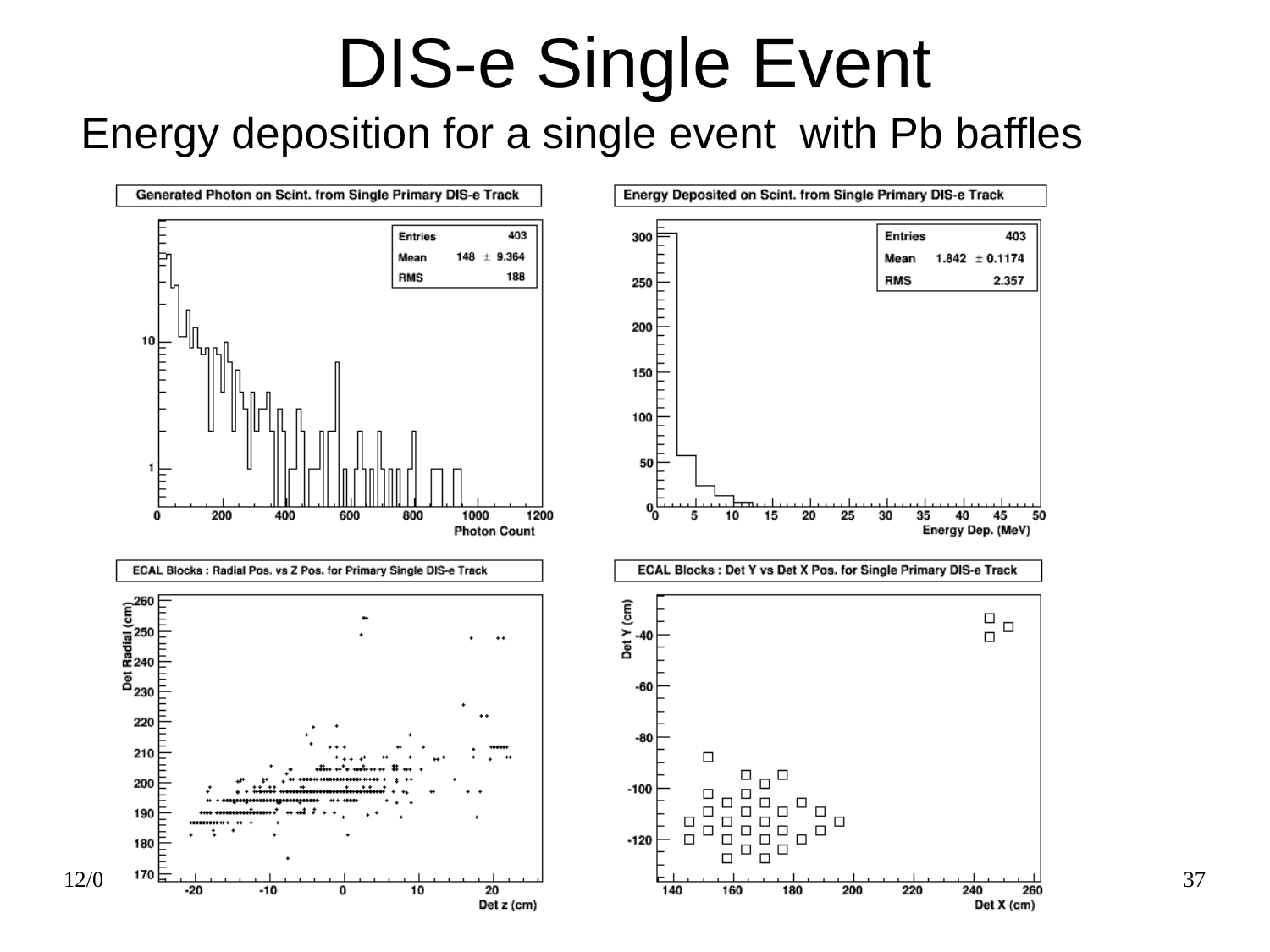# DIS-e Single Event

Energy deposition for a single event with Pb baffles

**Generated Photon on Scint. from Single Primary DIS-e Track**

| Entries | 403 |
| --- | --- |
| Mean | 148 ± 9.364 |
| RMS | 188 |

Photon Count

**Energy Deposited on Scint. from Single Primary DIS-e Track**

| Entries | 403 |
| --- | --- |
| Mean | 1.842 ± 0.1174 |
| RMS | 2.357 |

Energy Dep. (MeV)

**ECAL Blocks : Radial Pos. vs Z Pos. for Primary Single DIS-e Track**

Det Radial (cm) vs Det z (cm)

**ECAL Blocks : Det Y vs Det X Pos. for Single Primary DIS-e Track**

Det Y (cm) vs Det X (cm)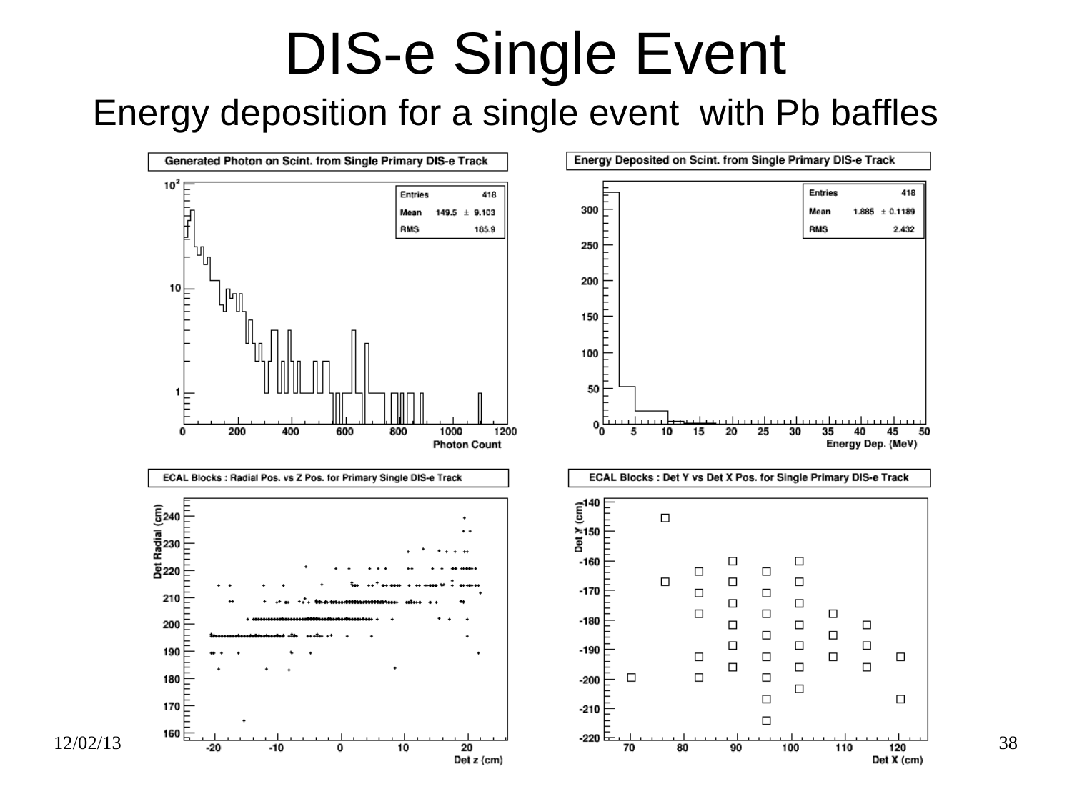# DIS-e Single Event

## Energy deposition for a single event with Pb baffles

**Generated Photon on Scint. from Single Primary DIS-e Track**

| Entries | 418 |
|---|---|
| Mean | 149.5 ± 9.103 |
| RMS | 185.9 |

Photon Count

**Energy Deposited on Scint. from Single Primary DIS-e Track**

| Entries | 418 |
|---|---|
| Mean | 1.885 ± 0.1189 |
| RMS | 2.432 |

Energy Dep. (MeV)

**ECAL Blocks : Radial Pos. vs Z Pos. for Primary Single DIS-e Track**

Det Radial (cm) vs. Det z (cm)

**ECAL Blocks : Det Y vs Det X Pos. for Single Primary DIS-e Track**

Det Y (cm) vs. Det X (cm)

12/02/13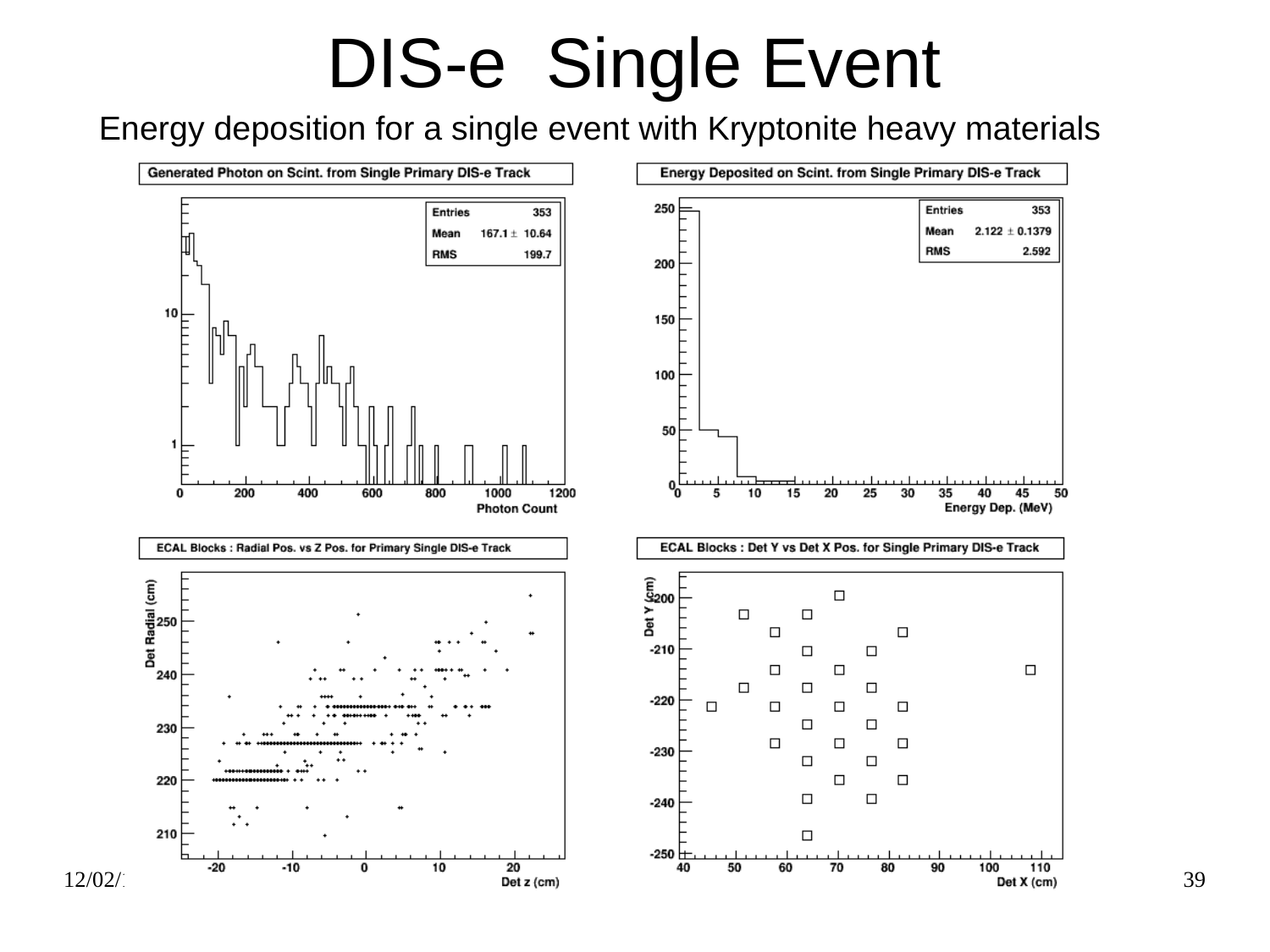# DIS-e Single Event

Energy deposition for a single event with Kryptonite heavy materials

**Generated Photon on Scint. from Single Primary DIS-e Track**

| Entries | 353 |
|---|---|
| Mean | 167.1 ± 10.64 |
| RMS | 199.7 |

Photon Count

**Energy Deposited on Scint. from Single Primary DIS-e Track**

| Entries | 353 |
|---|---|
| Mean | 2.122 ± 0.1379 |
| RMS | 2.592 |

Energy Dep. (MeV)

**ECAL Blocks : Radial Pos. vs Z Pos. for Primary Single DIS-e Track**

Det Radial (cm) vs Det z (cm)

**ECAL Blocks : Det Y vs Det X Pos. for Single Primary DIS-e Track**

Det Y (cm) vs Det X (cm)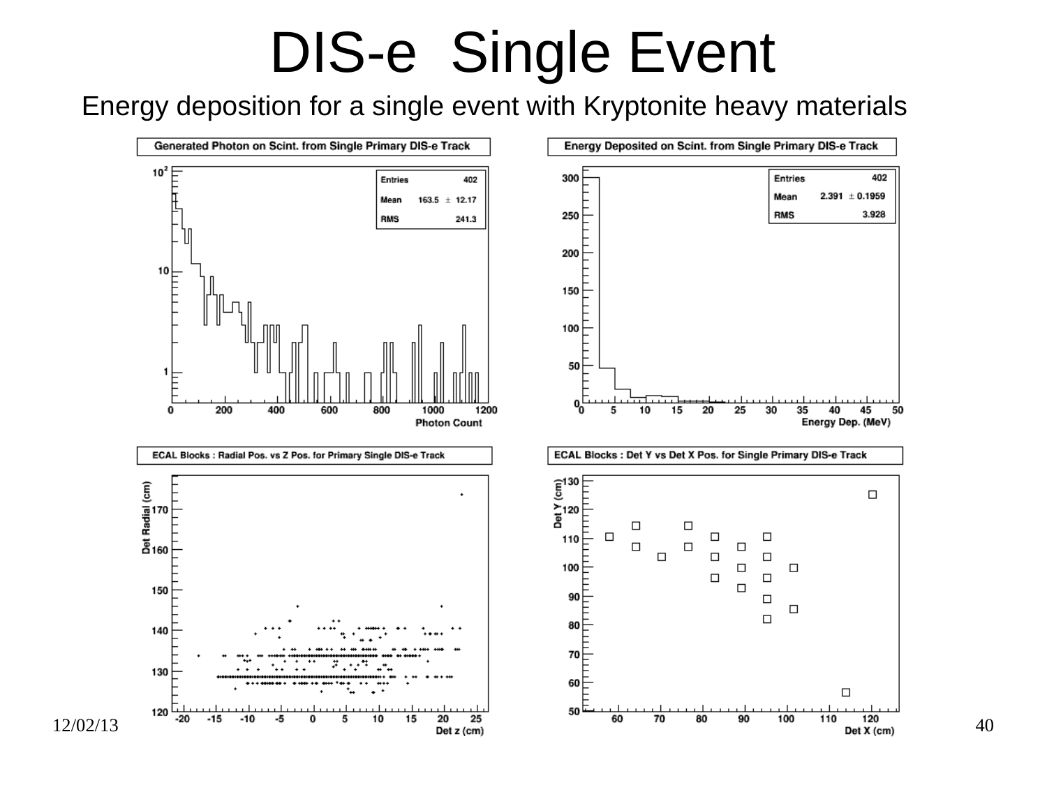# DIS-e Single Event

Energy deposition for a single event with Kryptonite heavy materials

**Generated Photon on Scint. from Single Primary DIS-e Track**

| Entries | 402 |
|---|---|
| Mean | 163.5 ± 12.17 |
| RMS | 241.3 |

Photon Count

**Energy Deposited on Scint. from Single Primary DIS-e Track**

| Entries | 402 |
|---|---|
| Mean | 2.391 ± 0.1959 |
| RMS | 3.928 |

Energy Dep. (MeV)

**ECAL Blocks : Radial Pos. vs Z Pos. for Primary Single DIS-e Track**

Det Radial (cm) vs Det z (cm)

**ECAL Blocks : Det Y vs Det X Pos. for Single Primary DIS-e Track**

Det Y (cm) vs Det X (cm)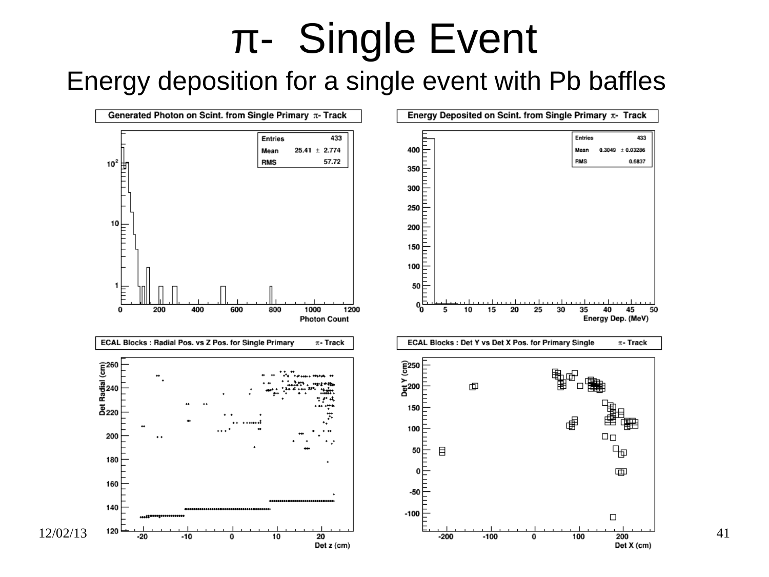# π- Single Event

## Energy deposition for a single event with Pb baffles

**Generated Photon on Scint. from Single Primary π- Track**

| Entries | 433 |
| --- | --- |
| Mean | 25.41 ± 2.774 |
| RMS | 57.72 |

**Energy Deposited on Scint. from Single Primary π- Track**

| Entries | 433 |
| --- | --- |
| Mean | 0.3049 ± 0.03286 |
| RMS | 0.6837 |

**ECAL Blocks : Radial Pos. vs Z Pos. for Single Primary π- Track**

**ECAL Blocks : Det Y vs Det X Pos. for Primary Single π- Track**

12/02/13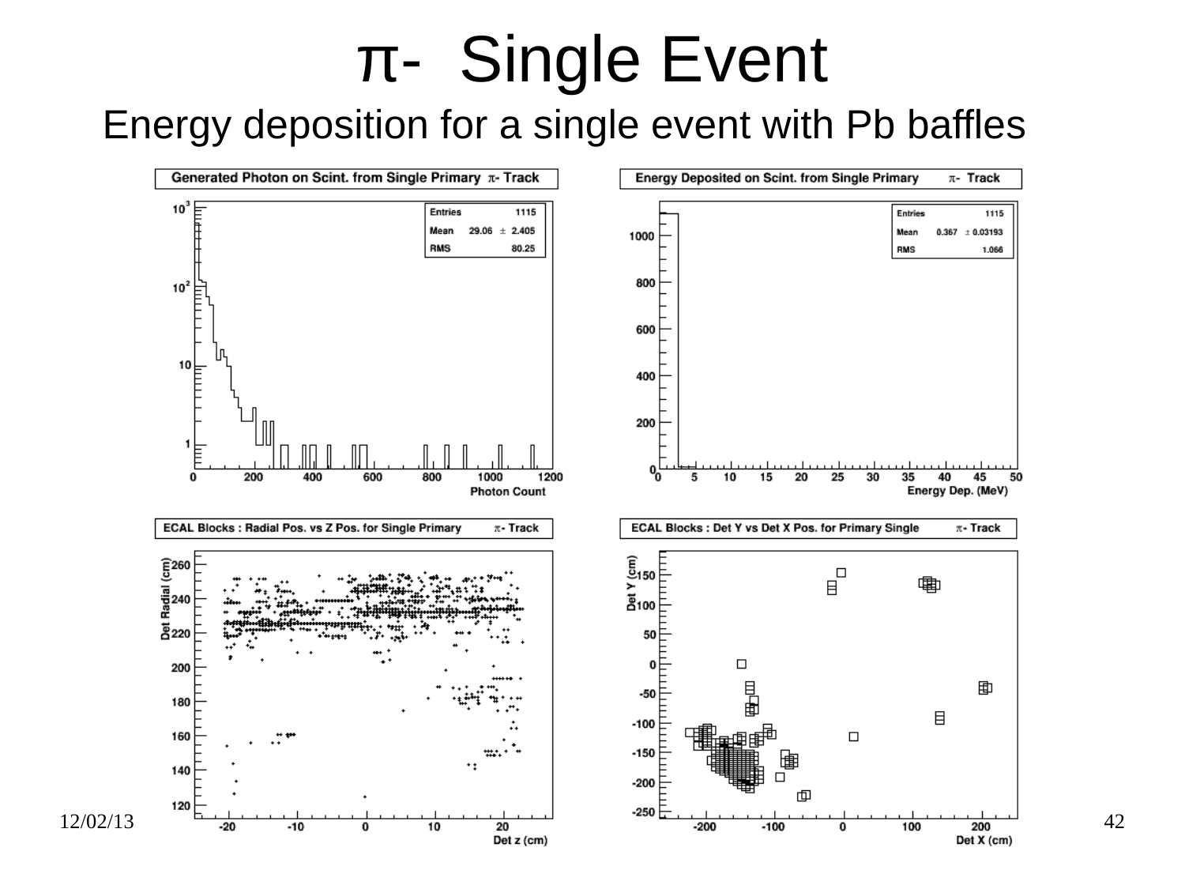# π- Single Event

## Energy deposition for a single event with Pb baffles

**Generated Photon on Scint. from Single Primary π- Track**

| Entries | 1115 |
|---|---|
| Mean | 29.06 ± 2.405 |
| RMS | 80.25 |

**Energy Deposited on Scint. from Single Primary π- Track**

| Entries | 1115 |
|---|---|
| Mean | 0.367 ± 0.03193 |
| RMS | 1.066 |

**ECAL Blocks : Radial Pos. vs Z Pos. for Single Primary π- Track**

**ECAL Blocks : Det Y vs Det X Pos. for Primary Single π- Track**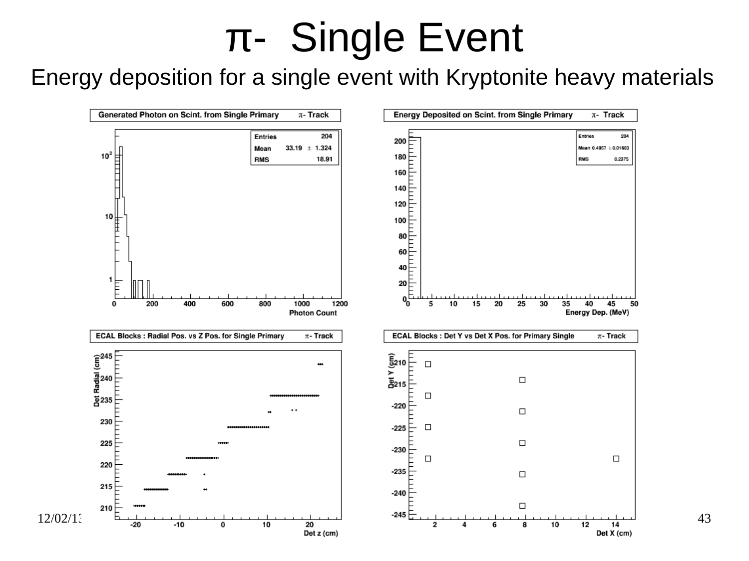# π- Single Event

Energy deposition for a single event with Kryptonite heavy materials

Generated Photon on Scint. from Single Primary π- Track

| Entries | 204 |
|---|---|
| Mean | 33.19 ± 1.324 |
| RMS | 18.91 |

Energy Deposited on Scint. from Single Primary π- Track

| Entries | 204 |
|---|---|
| Mean | 0.4057 ± 0.01663 |
| RMS | 0.2375 |

ECAL Blocks : Radial Pos. vs Z Pos. for Single Primary π- Track

ECAL Blocks : Det Y vs Det X Pos. for Primary Single π- Track

12/02/13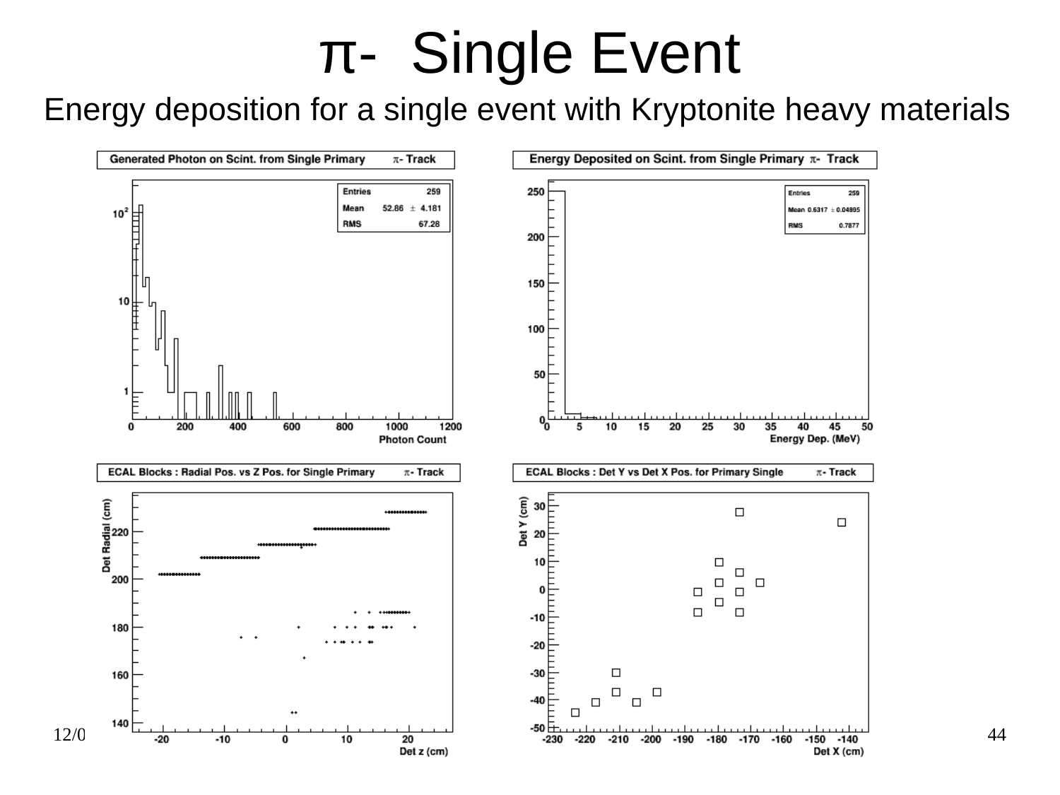# π- Single Event

Energy deposition for a single event with Kryptonite heavy materials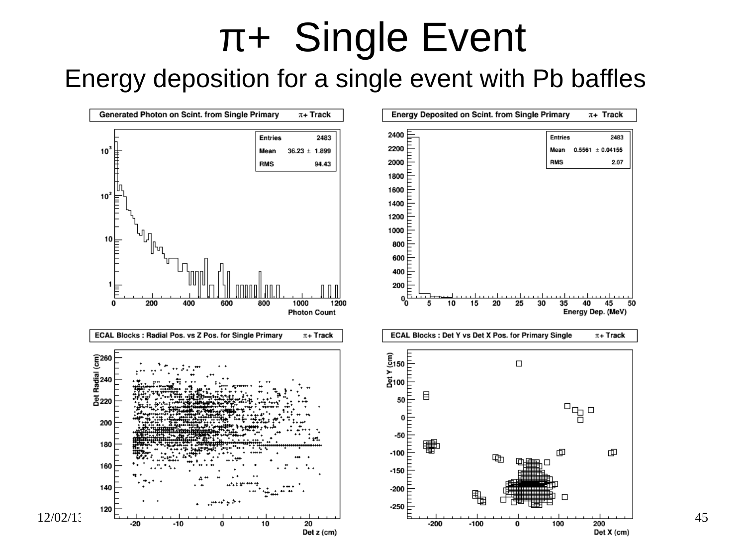# π+ Single Event

## Energy deposition for a single event with Pb baffles

**Generated Photon on Scint. from Single Primary** π+ Track

| Entries | 2483 |
| --- | --- |
| Mean | 36.23 ± 1.899 |
| RMS | 94.43 |

**Energy Deposited on Scint. from Single Primary** π+ Track

| Entries | 2483 |
| --- | --- |
| Mean | 0.5561 ± 0.04155 |
| RMS | 2.07 |

**ECAL Blocks : Radial Pos. vs Z Pos. for Single Primary** π+ Track

**ECAL Blocks : Det Y vs Det X Pos. for Primary Single** π+ Track

12/02/13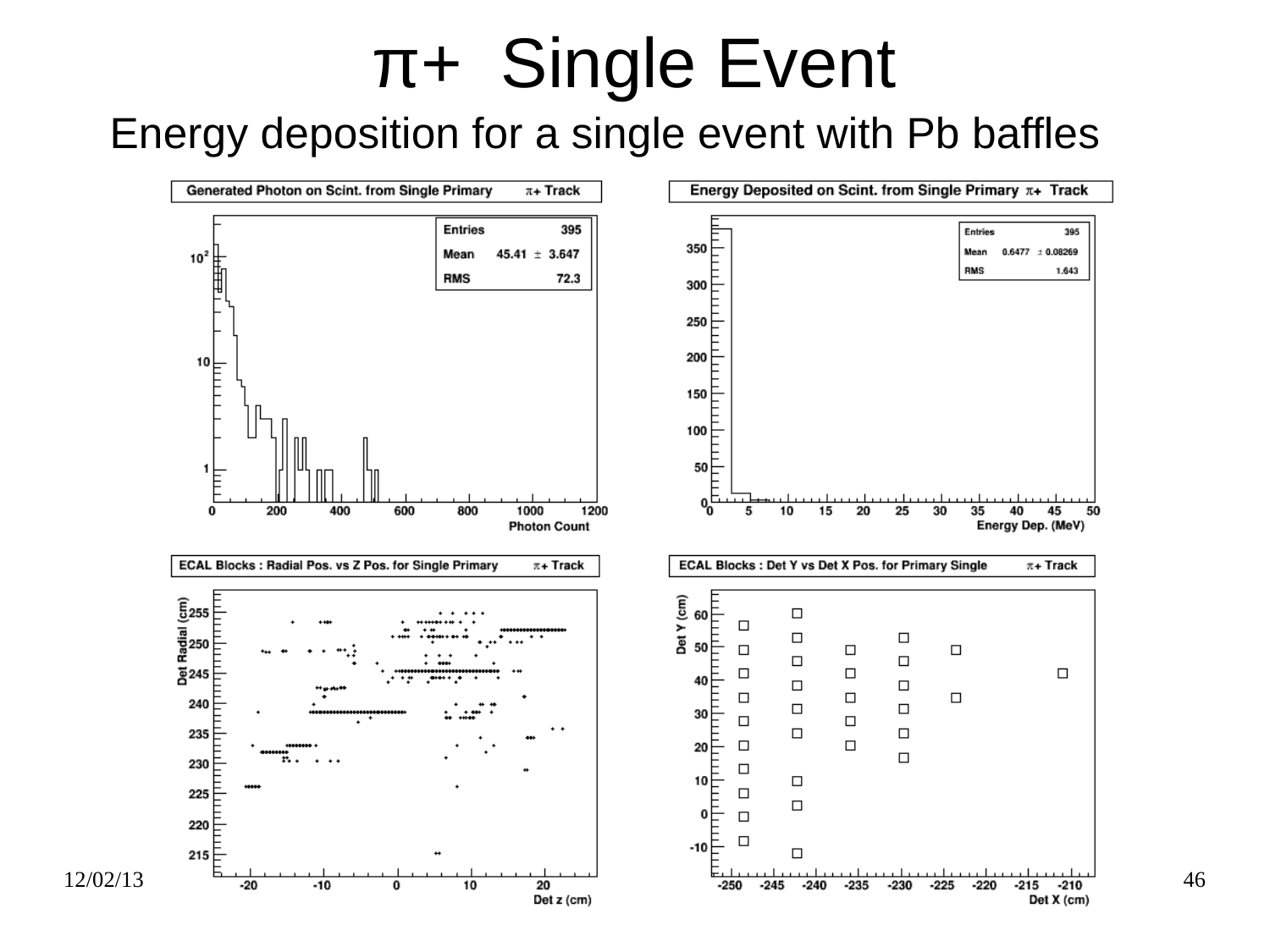# $\pi$+ Single Event

Energy deposition for a single event with Pb baffles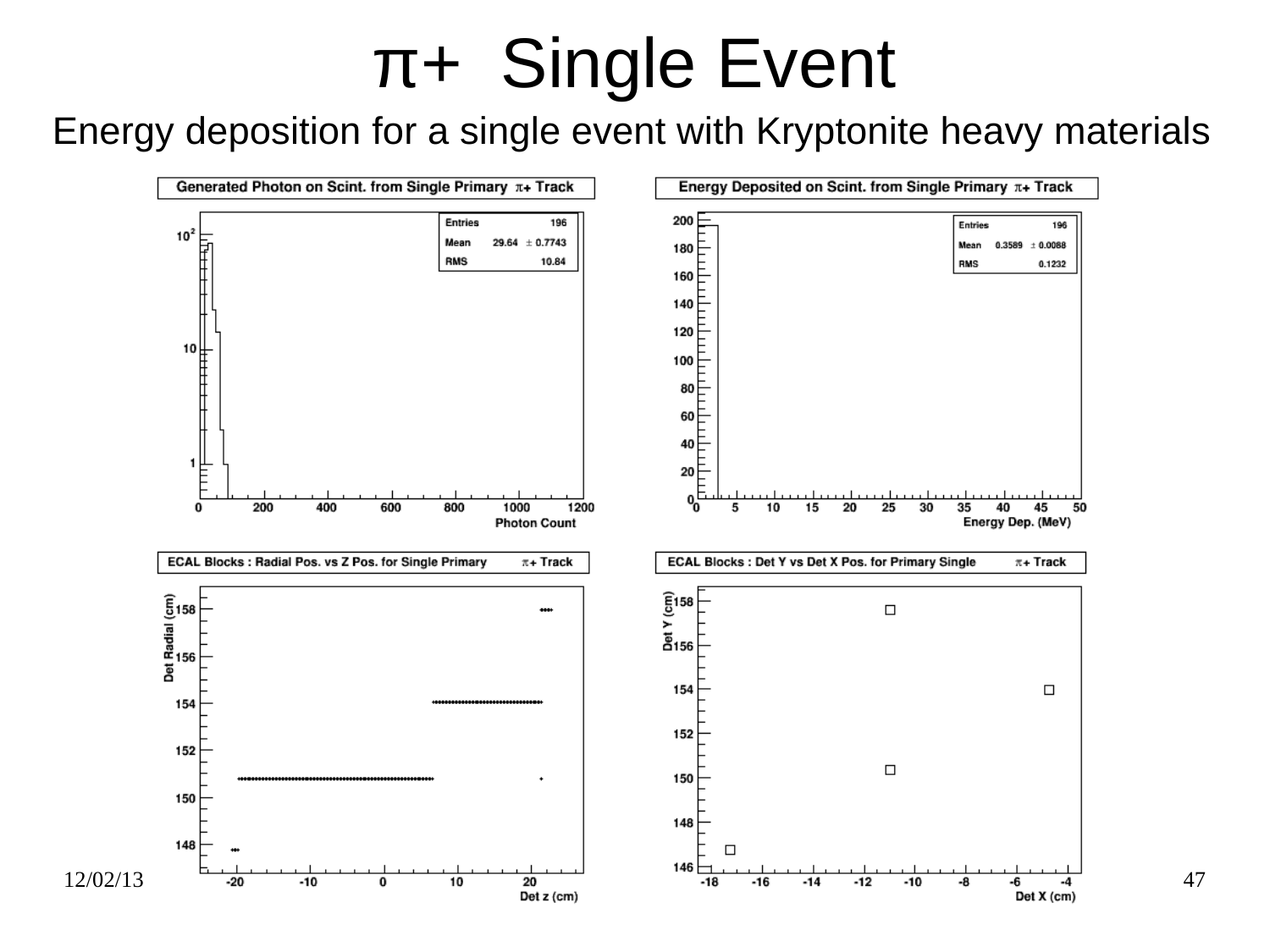# π+ Single Event

Energy deposition for a single event with Kryptonite heavy materials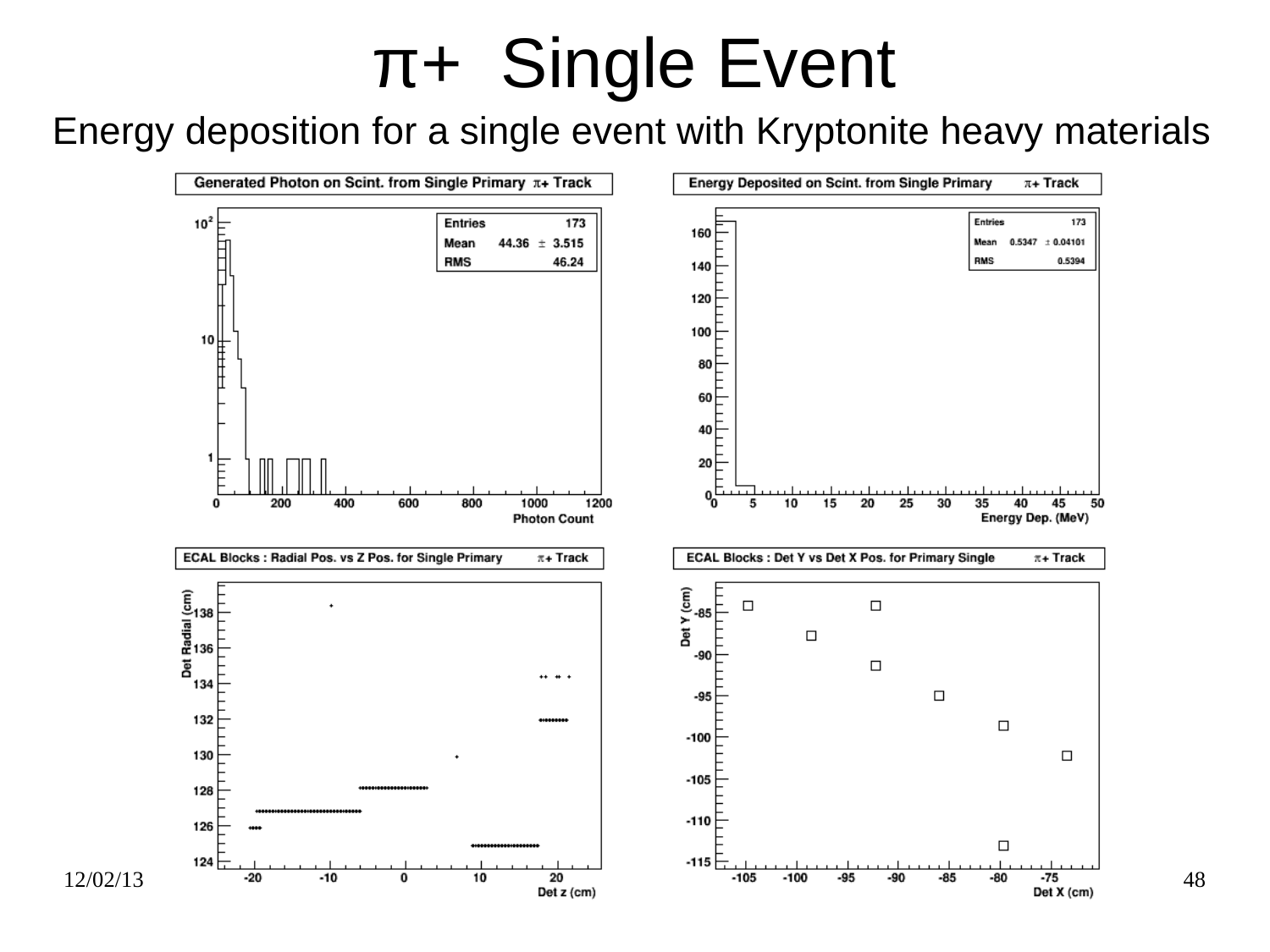# π+ Single Event

Energy deposition for a single event with Kryptonite heavy materials

Generated Photon on Scint. from Single Primary π+ Track

Entries 173
Mean 44.36 ± 3.515
RMS 46.24

$10^2$
10
1
0 200 400 600 800 1000 1200
Photon Count

Energy Deposited on Scint. from Single Primary π+ Track

Entries 173
Mean 0.5347 ± 0.04101
RMS 0.5394

0 20 40 60 80 100 120 140 160
0 5 10 15 20 25 30 35 40 45 50
Energy Dep. (MeV)

ECAL Blocks : Radial Pos. vs Z Pos. for Single Primary π+ Track

Det Radial (cm)
124 126 128 130 132 134 136 138
-20 -10 0 10 20
Det z (cm)

ECAL Blocks : Det Y vs Det X Pos. for Primary Single π+ Track

Det Y (cm)
-85 -90 -95 -100 -105 -110 -115
-105 -100 -95 -90 -85 -80 -75
Det X (cm)

12/02/13